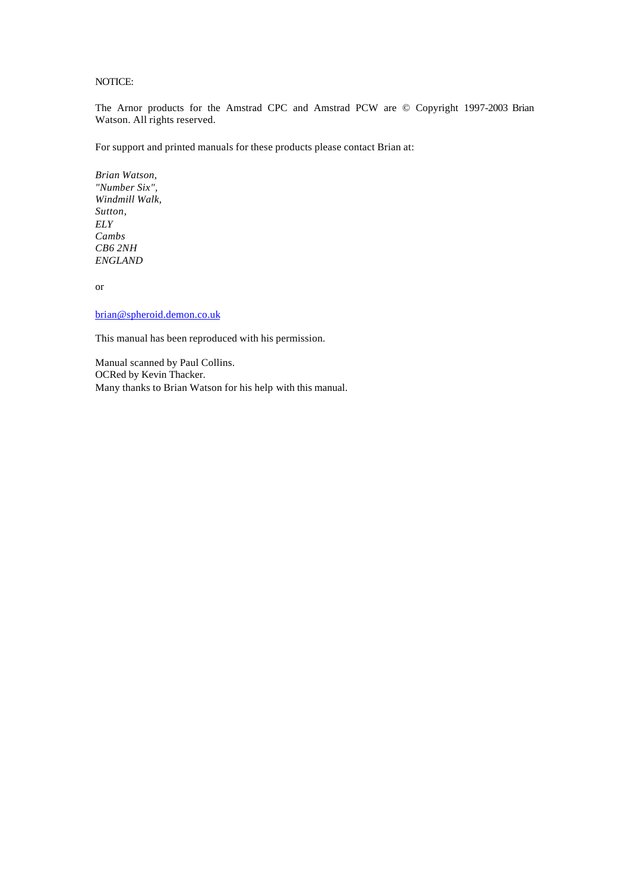NOTICE:

The Arnor products for the Amstrad CPC and Amstrad PCW are © Copyright 1997-2003 Brian Watson. All rights reserved.

For support and printed manuals for these products please contact Brian at:

*Brian Watson,*
*"Number Six",*
*Windmill Walk,*
*Sutton,*
*ELY*
*Cambs*
*CB6 2NH*
*ENGLAND*

or

brian@spheroid.demon.co.uk

This manual has been reproduced with his permission.

Manual scanned by Paul Collins.
OCRed by Kevin Thacker.
Many thanks to Brian Watson for his help with this manual.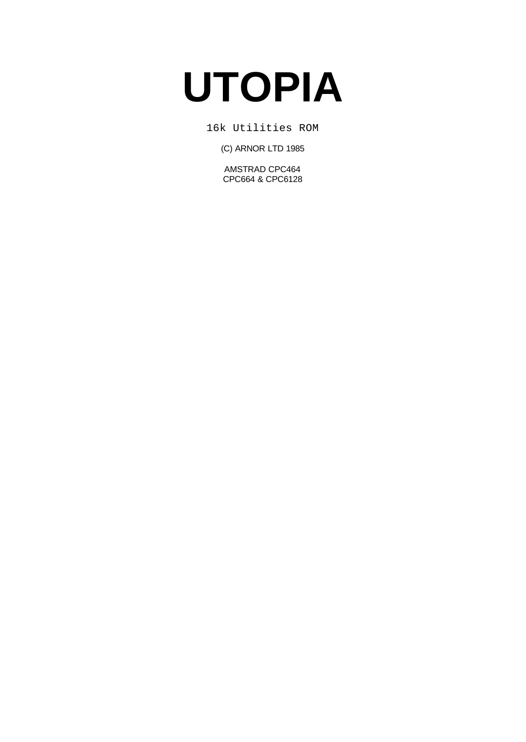# UTOPIA

16k Utilities ROM

(C) ARNOR LTD 1985

AMSTRAD CPC464
CPC664 & CPC6128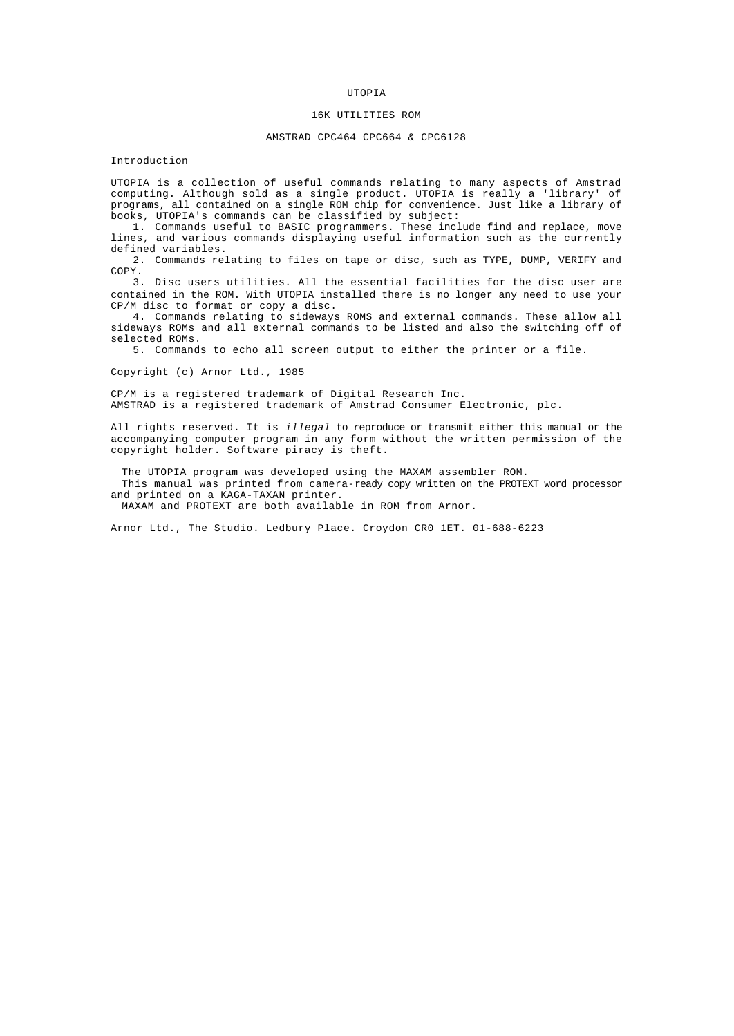# UTOPIA

## 16K UTILITIES ROM

### AMSTRAD CPC464 CPC664 & CPC6128

<u>Introduction</u>

UTOPIA is a collection of useful commands relating to many aspects of Amstrad computing. Although sold as a single product. UTOPIA is really a 'library' of programs, all contained on a single ROM chip for convenience. Just like a library of books, UTOPIA's commands can be classified by subject:

1. Commands useful to BASIC programmers. These include find and replace, move lines, and various commands displaying useful information such as the currently defined variables.
2. Commands relating to files on tape or disc, such as TYPE, DUMP, VERIFY and COPY.
3. Disc users utilities. All the essential facilities for the disc user are contained in the ROM. With UTOPIA installed there is no longer any need to use your CP/M disc to format or copy a disc.
4. Commands relating to sideways ROMS and external commands. These allow all sideways ROMs and all external commands to be listed and also the switching off of selected ROMs.
5. Commands to echo all screen output to either the printer or a file.

Copyright (c) Arnor Ltd., 1985

CP/M is a registered trademark of Digital Research Inc.
AMSTRAD is a registered trademark of Amstrad Consumer Electronic, plc.

All rights reserved. It is *illegal* to reproduce or transmit either this manual or the accompanying computer program in any form without the written permission of the copyright holder. Software piracy is theft.

The UTOPIA program was developed using the MAXAM assembler ROM.
This manual was printed from camera-ready copy written on the PROTEXT word processor and printed on a KAGA-TAXAN printer.
MAXAM and PROTEXT are both available in ROM from Arnor.

Arnor Ltd., The Studio. Ledbury Place. Croydon CR0 1ET. 01-688-6223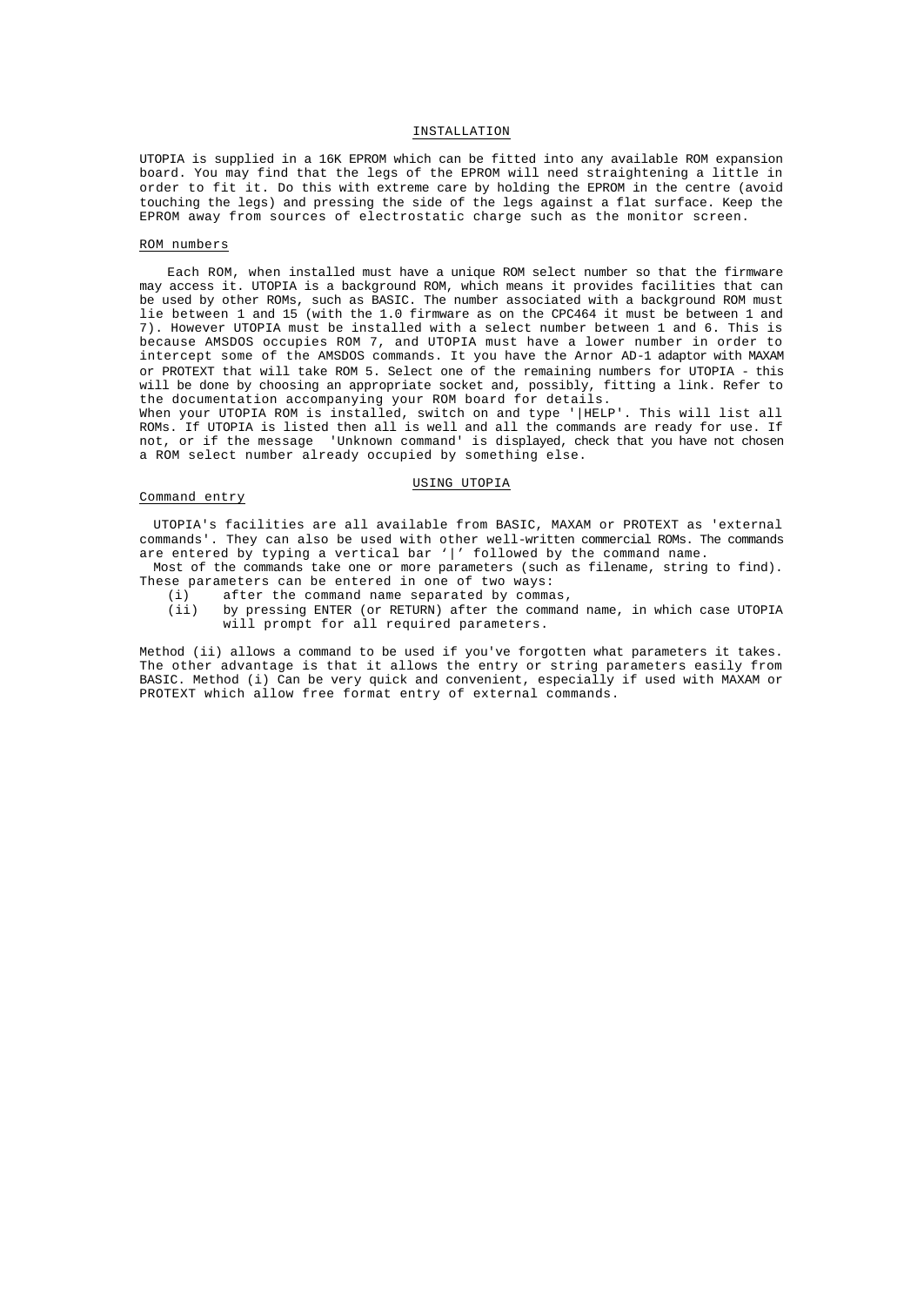## INSTALLATION

UTOPIA is supplied in a 16K EPROM which can be fitted into any available ROM expansion board. You may find that the legs of the EPROM will need straightening a little in order to fit it. Do this with extreme care by holding the EPROM in the centre (avoid touching the legs) and pressing the side of the legs against a flat surface. Keep the EPROM away from sources of electrostatic charge such as the monitor screen.

### ROM numbers

Each ROM, when installed must have a unique ROM select number so that the firmware may access it. UTOPIA is a background ROM, which means it provides facilities that can be used by other ROMs, such as BASIC. The number associated with a background ROM must lie between 1 and 15 (with the 1.0 firmware as on the CPC464 it must be between 1 and 7). However UTOPIA must be installed with a select number between 1 and 6. This is because AMSDOS occupies ROM 7, and UTOPIA must have a lower number in order to intercept some of the AMSDOS commands. It you have the Arnor AD-1 adaptor with MAXAM or PROTEXT that will take ROM 5. Select one of the remaining numbers for UTOPIA - this will be done by choosing an appropriate socket and, possibly, fitting a link. Refer to the documentation accompanying your ROM board for details.

When your UTOPIA ROM is installed, switch on and type '|HELP'. This will list all ROMs. If UTOPIA is listed then all is well and all the commands are ready for use. If not, or if the message 'Unknown command' is displayed, check that you have not chosen a ROM select number already occupied by something else.

## USING UTOPIA

### Command entry

UTOPIA's facilities are all available from BASIC, MAXAM or PROTEXT as 'external commands'. They can also be used with other well-written commercial ROMs. The commands are entered by typing a vertical bar '|' followed by the command name.

Most of the commands take one or more parameters (such as filename, string to find). These parameters can be entered in one of two ways:

(i) after the command name separated by commas,

(ii) by pressing ENTER (or RETURN) after the command name, in which case UTOPIA will prompt for all required parameters.

Method (ii) allows a command to be used if you've forgotten what parameters it takes. The other advantage is that it allows the entry or string parameters easily from BASIC. Method (i) Can be very quick and convenient, especially if used with MAXAM or PROTEXT which allow free format entry of external commands.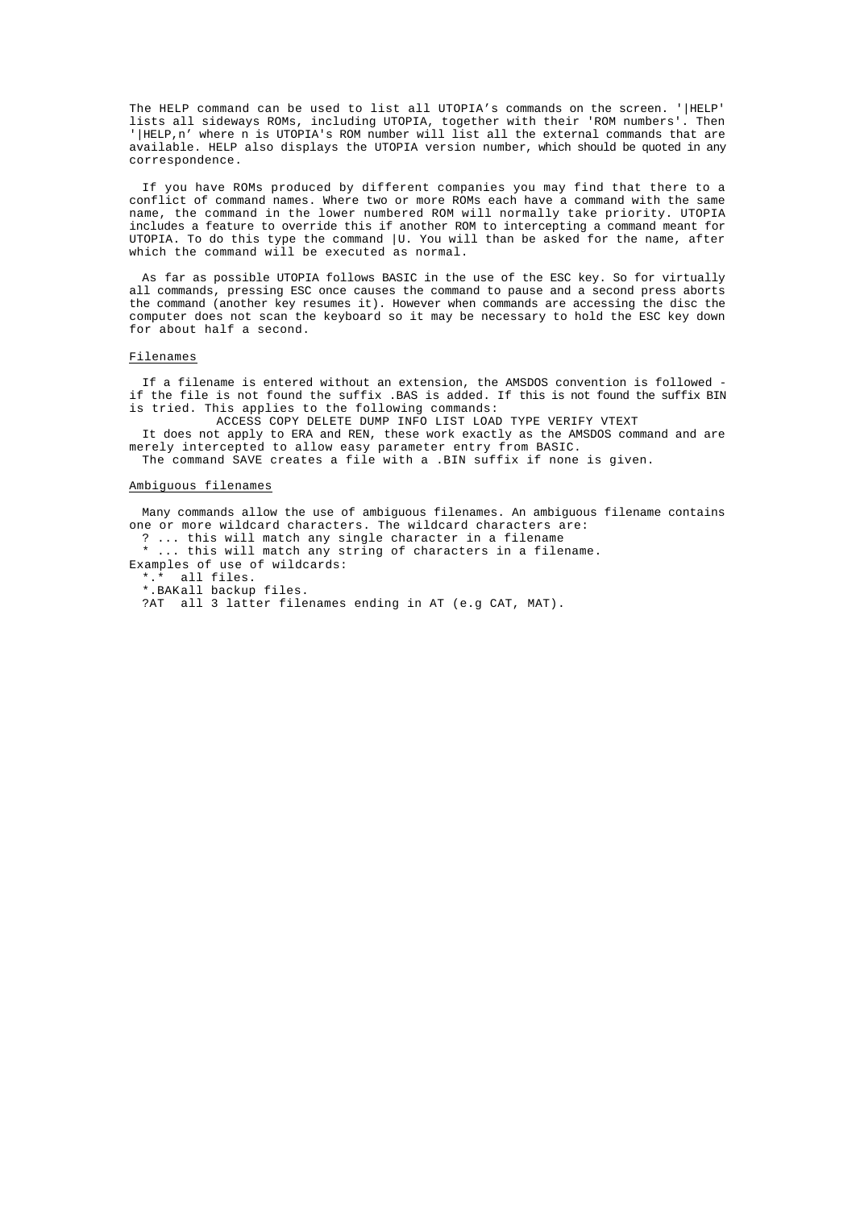The HELP command can be used to list all UTOPIA's commands on the screen. '|HELP' lists all sideways ROMs, including UTOPIA, together with their 'ROM numbers'. Then '|HELP,n' where n is UTOPIA's ROM number will list all the external commands that are available. HELP also displays the UTOPIA version number, which should be quoted in any correspondence.

If you have ROMs produced by different companies you may find that there to a conflict of command names. Where two or more ROMs each have a command with the same name, the command in the lower numbered ROM will normally take priority. UTOPIA includes a feature to override this if another ROM to intercepting a command meant for UTOPIA. To do this type the command |U. You will than be asked for the name, after which the command will be executed as normal.

As far as possible UTOPIA follows BASIC in the use of the ESC key. So for virtually all commands, pressing ESC once causes the command to pause and a second press aborts the command (another key resumes it). However when commands are accessing the disc the computer does not scan the keyboard so it may be necessary to hold the ESC key down for about half a second.

## Filenames

If a filename is entered without an extension, the AMSDOS convention is followed - if the file is not found the suffix .BAS is added. If this is not found the suffix BIN is tried. This applies to the following commands:

ACCESS COPY DELETE DUMP INFO LIST LOAD TYPE VERIFY VTEXT

It does not apply to ERA and REN, these work exactly as the AMSDOS command and are merely intercepted to allow easy parameter entry from BASIC.

The command SAVE creates a file with a .BIN suffix if none is given.

## Ambiguous filenames

Many commands allow the use of ambiguous filenames. An ambiguous filename contains one or more wildcard characters. The wildcard characters are:

? ... this will match any single character in a filename

* ... this will match any string of characters in a filename.

Examples of use of wildcards:

*.* all files.

*.BAK all backup files.

?AT all 3 latter filenames ending in AT (e.g CAT, MAT).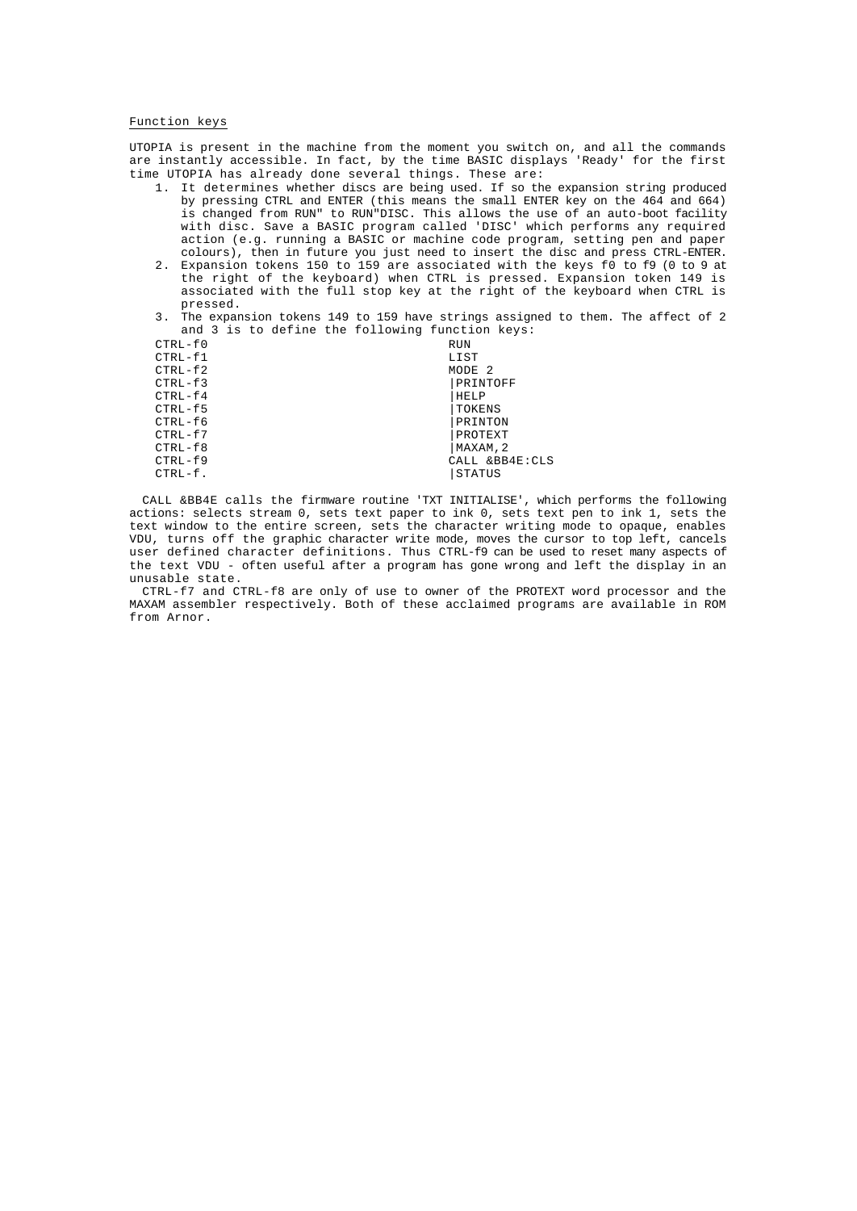## Function keys

UTOPIA is present in the machine from the moment you switch on, and all the commands are instantly accessible. In fact, by the time BASIC displays 'Ready' for the first time UTOPIA has already done several things. These are:

1. It determines whether discs are being used. If so the expansion string produced by pressing CTRL and ENTER (this means the small ENTER key on the 464 and 664) is changed from RUN" to RUN"DISC. This allows the use of an auto-boot facility with disc. Save a BASIC program called 'DISC' which performs any required action (e.g. running a BASIC or machine code program, setting pen and paper colours), then in future you just need to insert the disc and press CTRL-ENTER.
2. Expansion tokens 150 to 159 are associated with the keys f0 to f9 (0 to 9 at the right of the keyboard) when CTRL is pressed. Expansion token 149 is associated with the full stop key at the right of the keyboard when CTRL is pressed.
3. The expansion tokens 149 to 159 have strings assigned to them. The affect of 2 and 3 is to define the following function keys:

| | |
|---|---|
| CTRL-f0 | RUN |
| CTRL-f1 | LIST |
| CTRL-f2 | MODE 2 |
| CTRL-f3 | \|PRINTOFF |
| CTRL-f4 | \|HELP |
| CTRL-f5 | \|TOKENS |
| CTRL-f6 | \|PRINTON |
| CTRL-f7 | \|PROTEXT |
| CTRL-f8 | \|MAXAM,2 |
| CTRL-f9 | CALL &BB4E:CLS |
| CTRL-f. | \|STATUS |

CALL &BB4E calls the firmware routine 'TXT INITIALISE', which performs the following actions: selects stream 0, sets text paper to ink 0, sets text pen to ink 1, sets the text window to the entire screen, sets the character writing mode to opaque, enables VDU, turns off the graphic character write mode, moves the cursor to top left, cancels user defined character definitions. Thus CTRL-f9 can be used to reset many aspects of the text VDU - often useful after a program has gone wrong and left the display in an unusable state.

CTRL-f7 and CTRL-f8 are only of use to owner of the PROTEXT word processor and the MAXAM assembler respectively. Both of these acclaimed programs are available in ROM from Arnor.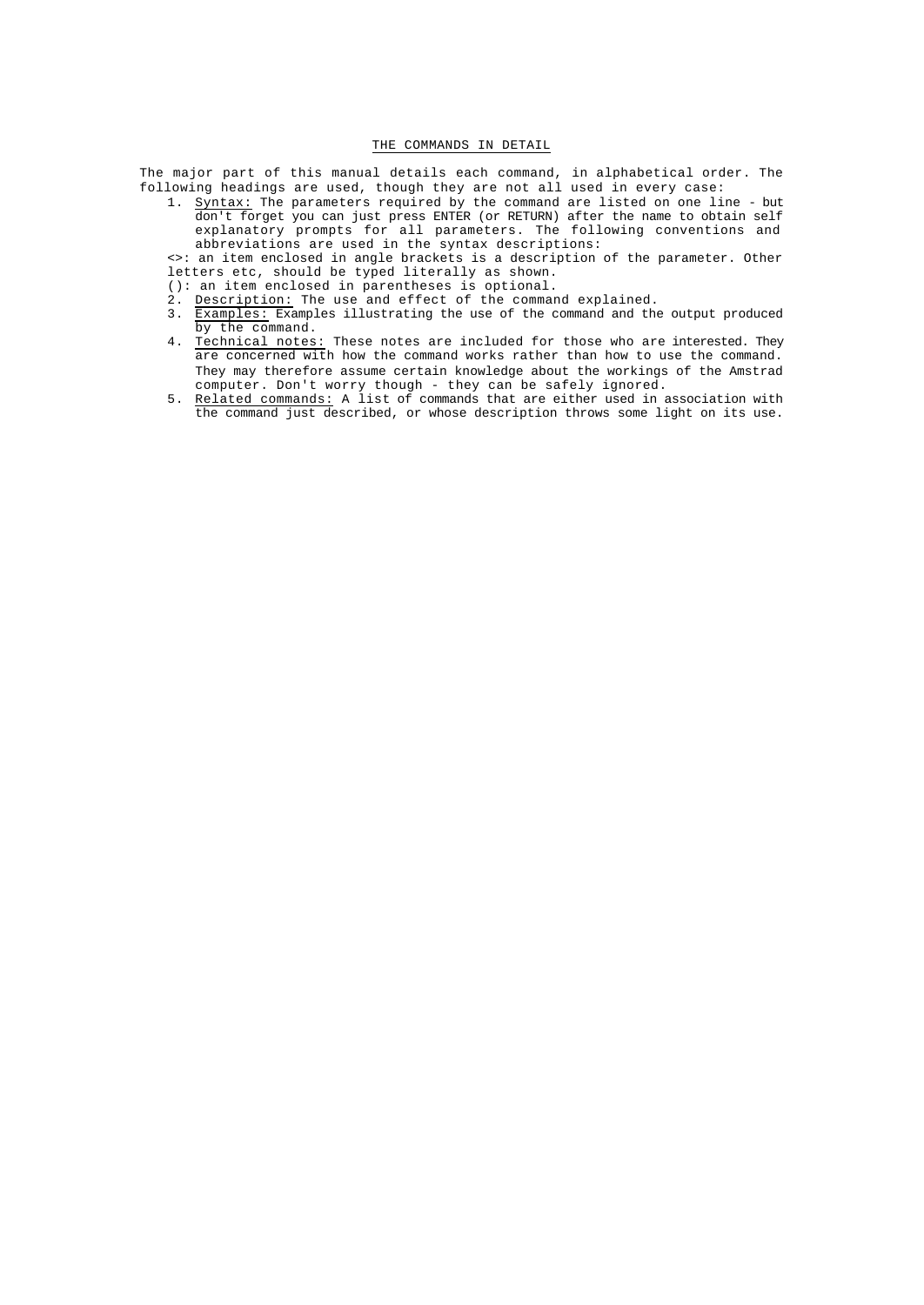## THE COMMANDS IN DETAIL

The major part of this manual details each command, in alphabetical order. The following headings are used, though they are not all used in every case:

1. Syntax: The parameters required by the command are listed on one line - but don't forget you can just press ENTER (or RETURN) after the name to obtain self explanatory prompts for all parameters. The following conventions and abbreviations are used in the syntax descriptions:

   <>: an item enclosed in angle brackets is a description of the parameter. Other letters etc, should be typed literally as shown.

   (): an item enclosed in parentheses is optional.
2. Description: The use and effect of the command explained.
3. Examples: Examples illustrating the use of the command and the output produced by the command.
4. Technical notes: These notes are included for those who are interested. They are concerned with how the command works rather than how to use the command. They may therefore assume certain knowledge about the workings of the Amstrad computer. Don't worry though - they can be safely ignored.
5. Related commands: A list of commands that are either used in association with the command just described, or whose description throws some light on its use.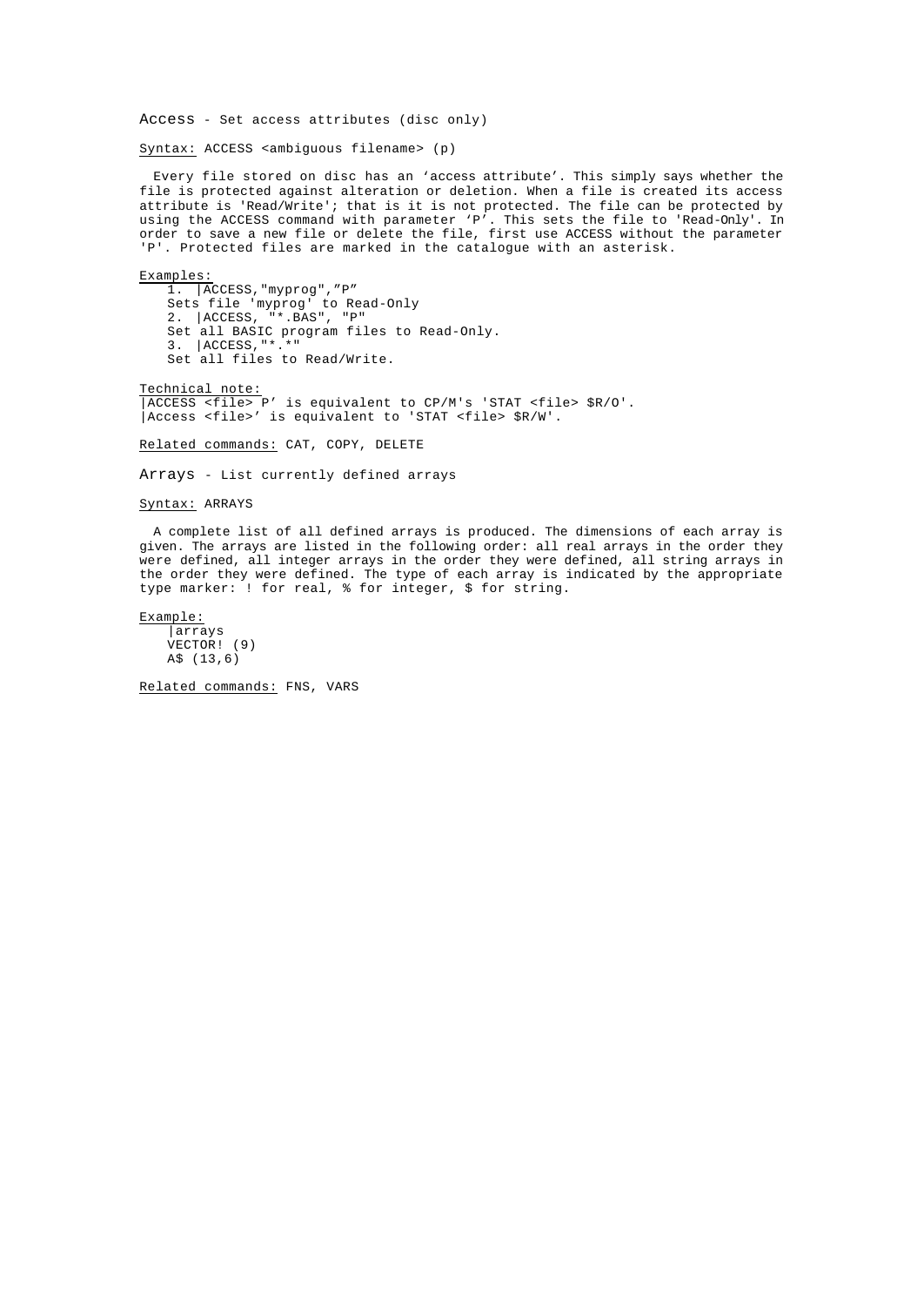## Access - Set access attributes (disc only)

Syntax: ACCESS <ambiguous filename> (p)

Every file stored on disc has an ‘access attribute’. This simply says whether the file is protected against alteration or deletion. When a file is created its access attribute is 'Read/Write'; that is it is not protected. The file can be protected by using the ACCESS command with parameter ‘P’. This sets the file to 'Read-Only'. In order to save a new file or delete the file, first use ACCESS without the parameter 'P'. Protected files are marked in the catalogue with an asterisk.

Examples:

```
1. |ACCESS,"myprog",”P”
Sets file 'myprog' to Read-Only
2. |ACCESS, "*.BAS", "P"
Set all BASIC program files to Read-Only.
3. |ACCESS,"*.*"
Set all files to Read/Write.
```

Technical note:
|ACCESS <file> P’ is equivalent to CP/M's 'STAT <file> $R/O'.
|Access <file>’ is equivalent to 'STAT <file> $R/W'.

Related commands: CAT, COPY, DELETE

## Arrays - List currently defined arrays

Syntax: ARRAYS

A complete list of all defined arrays is produced. The dimensions of each array is given. The arrays are listed in the following order: all real arrays in the order they were defined, all integer arrays in the order they were defined, all string arrays in the order they were defined. The type of each array is indicated by the appropriate type marker: ! for real, % for integer, $ for string.

Example:

```
|arrays
VECTOR! (9)
A$ (13,6)
```

Related commands: FNS, VARS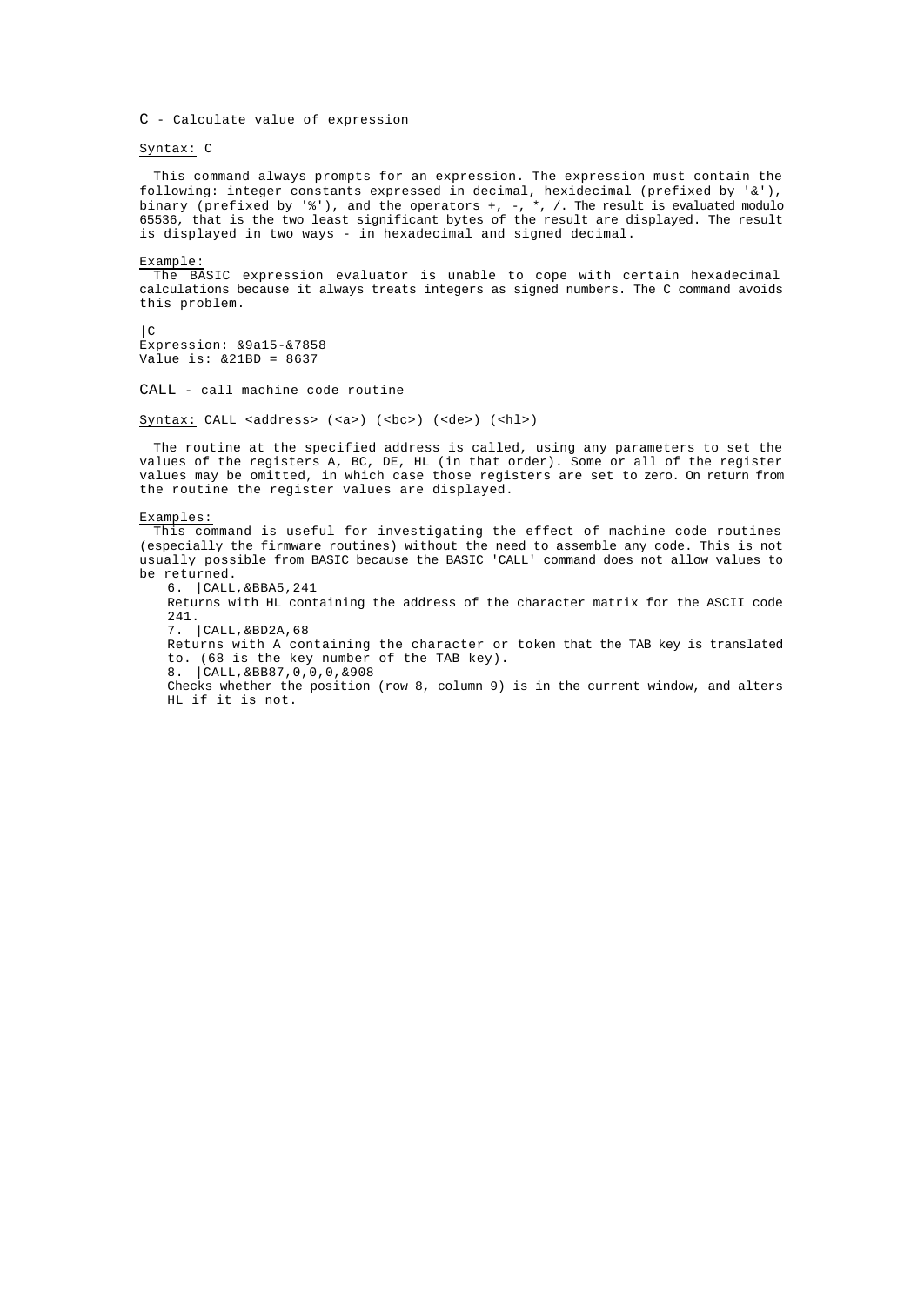## C - Calculate value of expression

Syntax: C

This command always prompts for an expression. The expression must contain the following: integer constants expressed in decimal, hexidecimal (prefixed by '&'), binary (prefixed by '%'), and the operators +, -, *, /. The result is evaluated modulo 65536, that is the two least significant bytes of the result are displayed. The result is displayed in two ways - in hexadecimal and signed decimal.

Example:

The BASIC expression evaluator is unable to cope with certain hexadecimal calculations because it always treats integers as signed numbers. The C command avoids this problem.

```
|C
Expression: &9a15-&7858
Value is: &21BD = 8637
```

## CALL - call machine code routine

Syntax: CALL <address> (<a>) (<bc>) (<de>) (<hl>)

The routine at the specified address is called, using any parameters to set the values of the registers A, BC, DE, HL (in that order). Some or all of the register values may be omitted, in which case those registers are set to zero. On return from the routine the register values are displayed.

Examples:

This command is useful for investigating the effect of machine code routines (especially the firmware routines) without the need to assemble any code. This is not usually possible from BASIC because the BASIC 'CALL' command does not allow values to be returned.

6. |CALL,&BBA5,241
   Returns with HL containing the address of the character matrix for the ASCII code 241.
7. |CALL,&BD2A,68
   Returns with A containing the character or token that the TAB key is translated to. (68 is the key number of the TAB key).
8. |CALL,&BB87,0,0,0,&908
   Checks whether the position (row 8, column 9) is in the current window, and alters HL if it is not.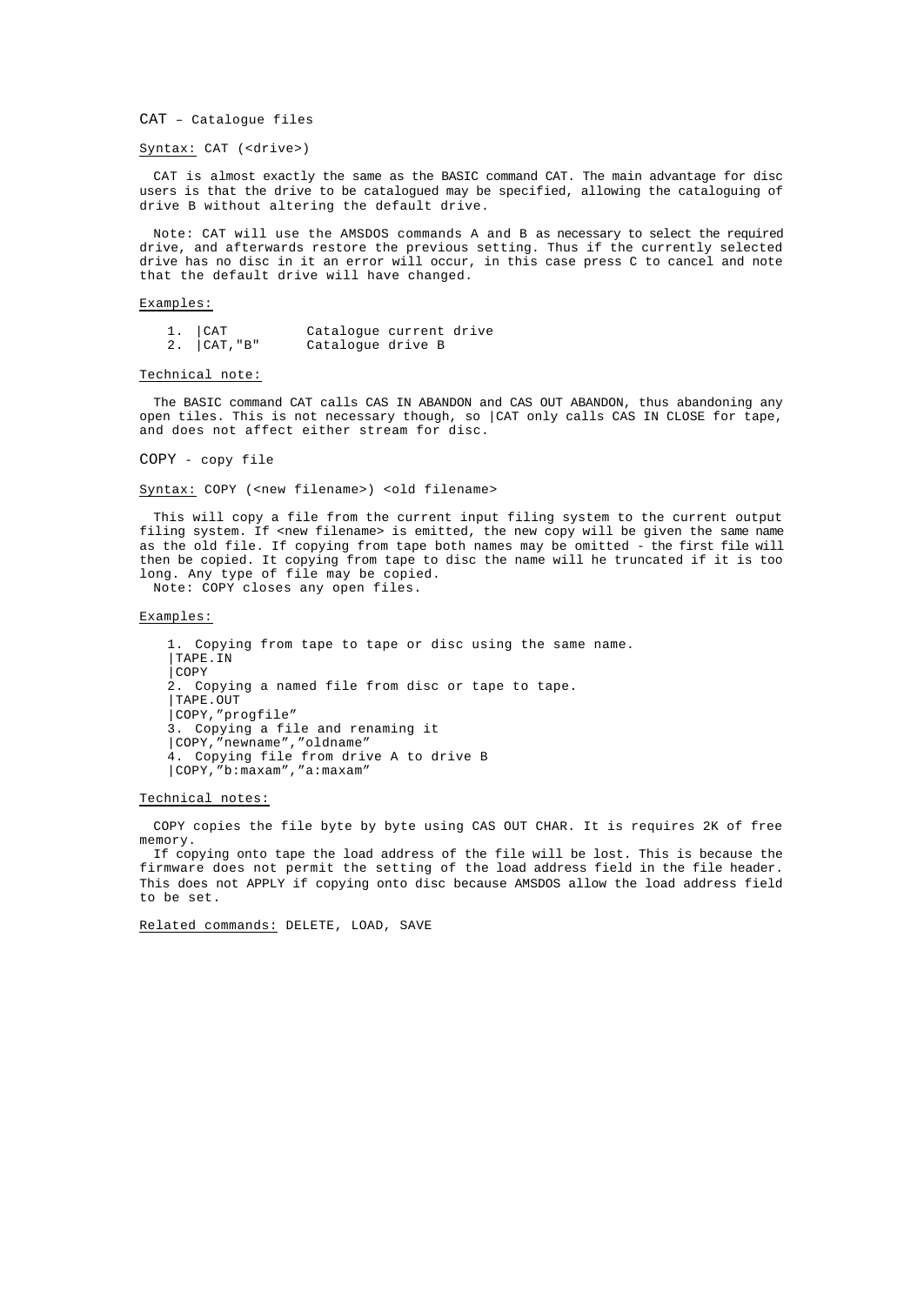## CAT – Catalogue files

<u>Syntax:</u> CAT (<drive>)

CAT is almost exactly the same as the BASIC command CAT. The main advantage for disc users is that the drive to be catalogued may be specified, allowing the cataloguing of drive B without altering the default drive.

Note: CAT will use the AMSDOS commands A and B as necessary to select the required drive, and afterwards restore the previous setting. Thus if the currently selected drive has no disc in it an error will occur, in this case press C to cancel and note that the default drive will have changed.

<u>Examples:</u>

```
1. |CAT          Catalogue current drive
2. |CAT,"B"      Catalogue drive B
```

<u>Technical note:</u>

The BASIC command CAT calls CAS IN ABANDON and CAS OUT ABANDON, thus abandoning any open tiles. This is not necessary though, so |CAT only calls CAS IN CLOSE for tape, and does not affect either stream for disc.

## COPY - copy file

<u>Syntax:</u> COPY (<new filename>) <old filename>

This will copy a file from the current input filing system to the current output filing system. If <new filename> is emitted, the new copy will be given the same name as the old file. If copying from tape both names may be omitted - the first file will then be copied. It copying from tape to disc the name will he truncated if it is too long. Any type of file may be copied.
Note: COPY closes any open files.

<u>Examples:</u>

```
1. Copying from tape to tape or disc using the same name.
|TAPE.IN
|COPY
2. Copying a named file from disc or tape to tape.
|TAPE.OUT
|COPY,"progfile"
3. Copying a file and renaming it
|COPY,"newname","oldname"
4. Copying file from drive A to drive B
|COPY,"b:maxam","a:maxam"
```

<u>Technical notes:</u>

COPY copies the file byte by byte using CAS OUT CHAR. It is requires 2K of free memory.
If copying onto tape the load address of the file will be lost. This is because the firmware does not permit the setting of the load address field in the file header. This does not APPLY if copying onto disc because AMSDOS allow the load address field to be set.

<u>Related commands:</u> DELETE, LOAD, SAVE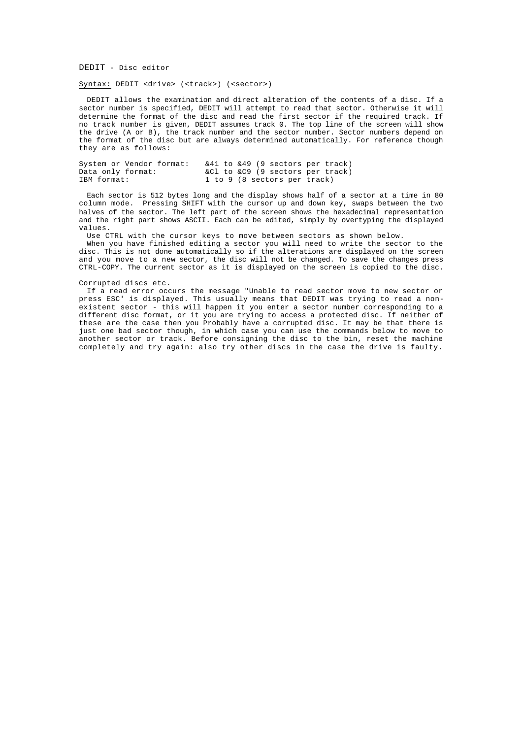## DEDIT - Disc editor

Syntax: DEDIT <drive> (<track>) (<sector>)

DEDIT allows the examination and direct alteration of the contents of a disc. If a sector number is specified, DEDIT will attempt to read that sector. Otherwise it will determine the format of the disc and read the first sector if the required track. If no track number is given, DEDIT assumes track 0. The top line of the screen will show the drive (A or B), the track number and the sector number. Sector numbers depend on the format of the disc but are always determined automatically. For reference though they are as follows:

```
System or Vendor format:   &41 to &49 (9 sectors per track)
Data only format:          &Cl to &C9 (9 sectors per track)
IBM format:                1 to 9 (8 sectors per track)
```

Each sector is 512 bytes long and the display shows half of a sector at a time in 80 column mode. Pressing SHIFT with the cursor up and down key, swaps between the two halves of the sector. The left part of the screen shows the hexadecimal representation and the right part shows ASCII. Each can be edited, simply by overtyping the displayed values.

Use CTRL with the cursor keys to move between sectors as shown below.

When you have finished editing a sector you will need to write the sector to the disc. This is not done automatically so if the alterations are displayed on the screen and you move to a new sector, the disc will not be changed. To save the changes press CTRL-COPY. The current sector as it is displayed on the screen is copied to the disc.

Corrupted discs etc.

If a read error occurs the message "Unable to read sector move to new sector or press ESC' is displayed. This usually means that DEDIT was trying to read a non-existent sector - this will happen it you enter a sector number corresponding to a different disc format, or it you are trying to access a protected disc. If neither of these are the case then you Probably have a corrupted disc. It may be that there is just one bad sector though, in which case you can use the commands below to move to another sector or track. Before consigning the disc to the bin, reset the machine completely and try again: also try other discs in the case the drive is faulty.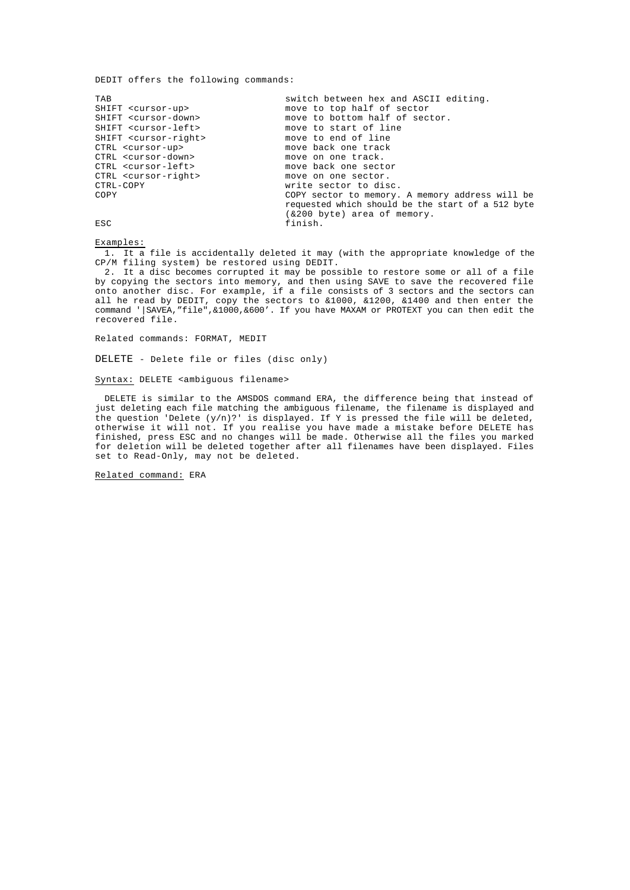DEDIT offers the following commands:

| | |
|---|---|
| TAB | switch between hex and ASCII editing. |
| SHIFT <cursor-up> | move to top half of sector |
| SHIFT <cursor-down> | move to bottom half of sector. |
| SHIFT <cursor-left> | move to start of line |
| SHIFT <cursor-right> | move to end of line |
| CTRL <cursor-up> | move back one track |
| CTRL <cursor-down> | move on one track. |
| CTRL <cursor-left> | move back one sector |
| CTRL <cursor-right> | move on one sector. |
| CTRL-COPY | write sector to disc. |
| COPY | COPY sector to memory. A memory address will be requested which should be the start of a 512 byte (&200 byte) area of memory. |
| ESC | finish. |

Examples:

1. It a file is accidentally deleted it may (with the appropriate knowledge of the CP/M filing system) be restored using DEDIT.
2. It a disc becomes corrupted it may be possible to restore some or all of a file by copying the sectors into memory, and then using SAVE to save the recovered file onto another disc. For example, if a file consists of 3 sectors and the sectors can all he read by DEDIT, copy the sectors to &1000, &1200, &1400 and then enter the command '|SAVEA,"file",&1000,&600'. If you have MAXAM or PROTEXT you can then edit the recovered file.

Related commands: FORMAT, MEDIT

## DELETE - Delete file or files (disc only)

Syntax: DELETE <ambiguous filename>

DELETE is similar to the AMSDOS command ERA, the difference being that instead of just deleting each file matching the ambiguous filename, the filename is displayed and the question 'Delete (y/n)?' is displayed. If Y is pressed the file will be deleted, otherwise it will not. If you realise you have made a mistake before DELETE has finished, press ESC and no changes will be made. Otherwise all the files you marked for deletion will be deleted together after all filenames have been displayed. Files set to Read-Only, may not be deleted.

Related command: ERA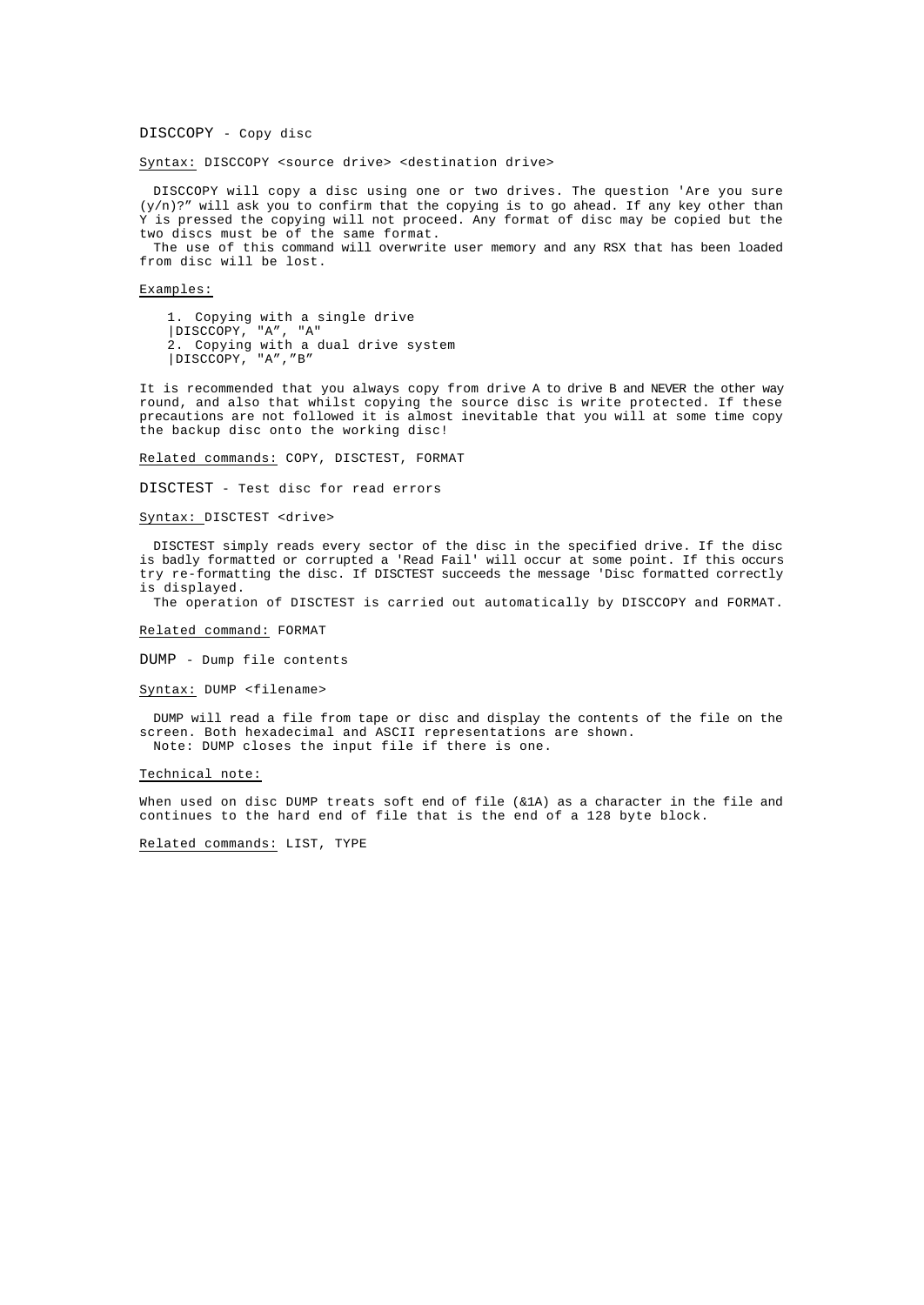## DISCCOPY - Copy disc

<u>Syntax:</u> DISCCOPY <source drive> <destination drive>

DISCCOPY will copy a disc using one or two drives. The question 'Are you sure (y/n)?" will ask you to confirm that the copying is to go ahead. If any key other than Y is pressed the copying will not proceed. Any format of disc may be copied but the two discs must be of the same format.
The use of this command will overwrite user memory and any RSX that has been loaded from disc will be lost.

<u>Examples:</u>

1. Copying with a single drive
   |DISCCOPY, "A", "A"
2. Copying with a dual drive system
   |DISCCOPY, "A","B"

It is recommended that you always copy from drive A to drive B and NEVER the other way round, and also that whilst copying the source disc is write protected. If these precautions are not followed it is almost inevitable that you will at some time copy the backup disc onto the working disc!

<u>Related commands:</u> COPY, DISCTEST, FORMAT

## DISCTEST - Test disc for read errors

<u>Syntax:</u> DISCTEST <drive>

DISCTEST simply reads every sector of the disc in the specified drive. If the disc is badly formatted or corrupted a 'Read Fail' will occur at some point. If this occurs try re-formatting the disc. If DISCTEST succeeds the message 'Disc formatted correctly is displayed.
The operation of DISCTEST is carried out automatically by DISCCOPY and FORMAT.

<u>Related command:</u> FORMAT

## DUMP - Dump file contents

<u>Syntax:</u> DUMP <filename>

DUMP will read a file from tape or disc and display the contents of the file on the screen. Both hexadecimal and ASCII representations are shown.
Note: DUMP closes the input file if there is one.

<u>Technical note:</u>

When used on disc DUMP treats soft end of file (&1A) as a character in the file and continues to the hard end of file that is the end of a 128 byte block.

<u>Related commands:</u> LIST, TYPE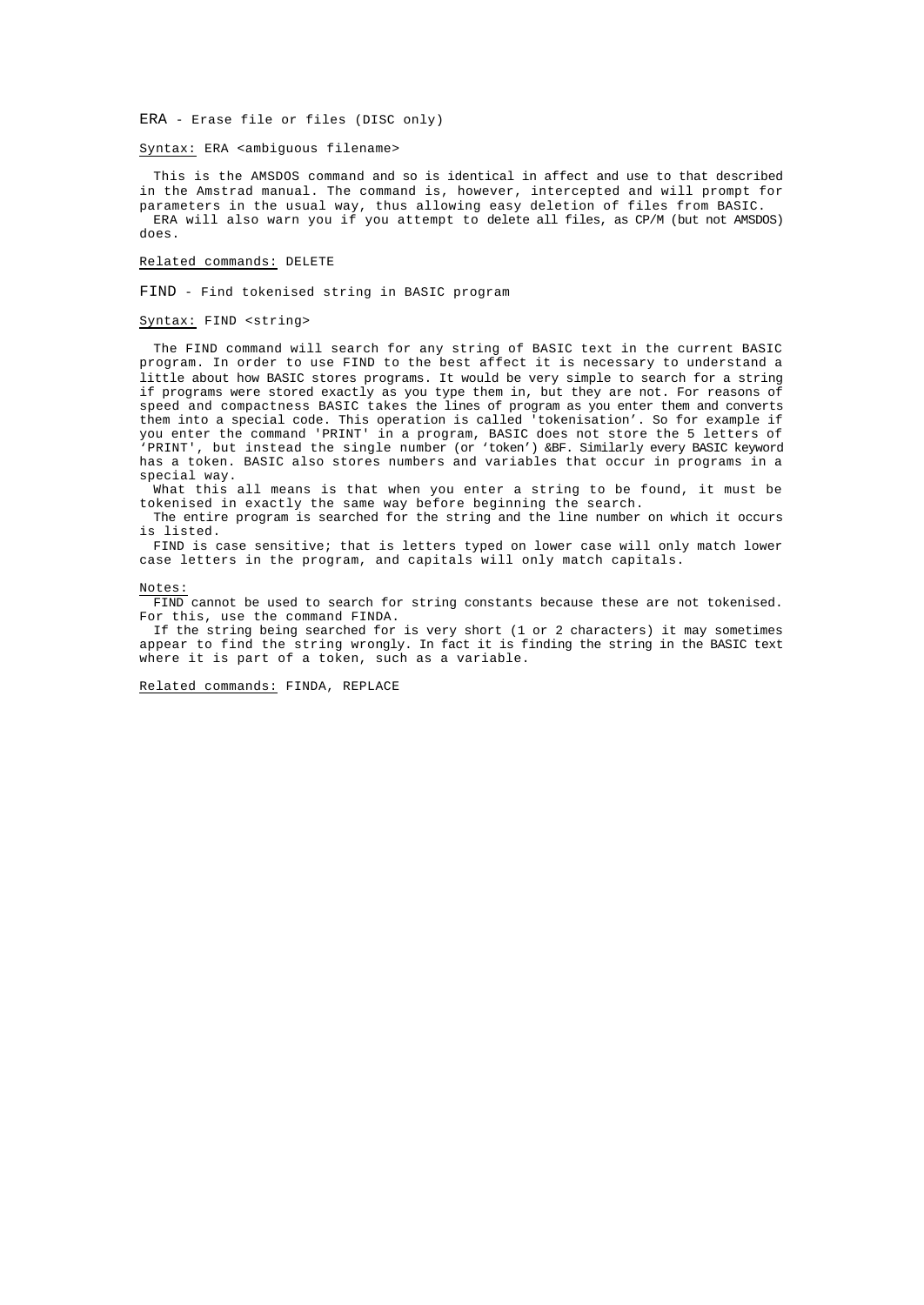## ERA - Erase file or files (DISC only)

Syntax: ERA <ambiguous filename>

This is the AMSDOS command and so is identical in affect and use to that described in the Amstrad manual. The command is, however, intercepted and will prompt for parameters in the usual way, thus allowing easy deletion of files from BASIC.
ERA will also warn you if you attempt to delete all files, as CP/M (but not AMSDOS) does.

Related commands: DELETE

## FIND - Find tokenised string in BASIC program

Syntax: FIND <string>

The FIND command will search for any string of BASIC text in the current BASIC program. In order to use FIND to the best affect it is necessary to understand a little about how BASIC stores programs. It would be very simple to search for a string if programs were stored exactly as you type them in, but they are not. For reasons of speed and compactness BASIC takes the lines of program as you enter them and converts them into a special code. This operation is called 'tokenisation'. So for example if you enter the command 'PRINT' in a program, BASIC does not store the 5 letters of 'PRINT', but instead the single number (or 'token') &BF. Similarly every BASIC keyword has a token. BASIC also stores numbers and variables that occur in programs in a special way.
What this all means is that when you enter a string to be found, it must be tokenised in exactly the same way before beginning the search.
The entire program is searched for the string and the line number on which it occurs is listed.
FIND is case sensitive; that is letters typed on lower case will only match lower case letters in the program, and capitals will only match capitals.

Notes:
FIND cannot be used to search for string constants because these are not tokenised. For this, use the command FINDA.
If the string being searched for is very short (1 or 2 characters) it may sometimes appear to find the string wrongly. In fact it is finding the string in the BASIC text where it is part of a token, such as a variable.

Related commands: FINDA, REPLACE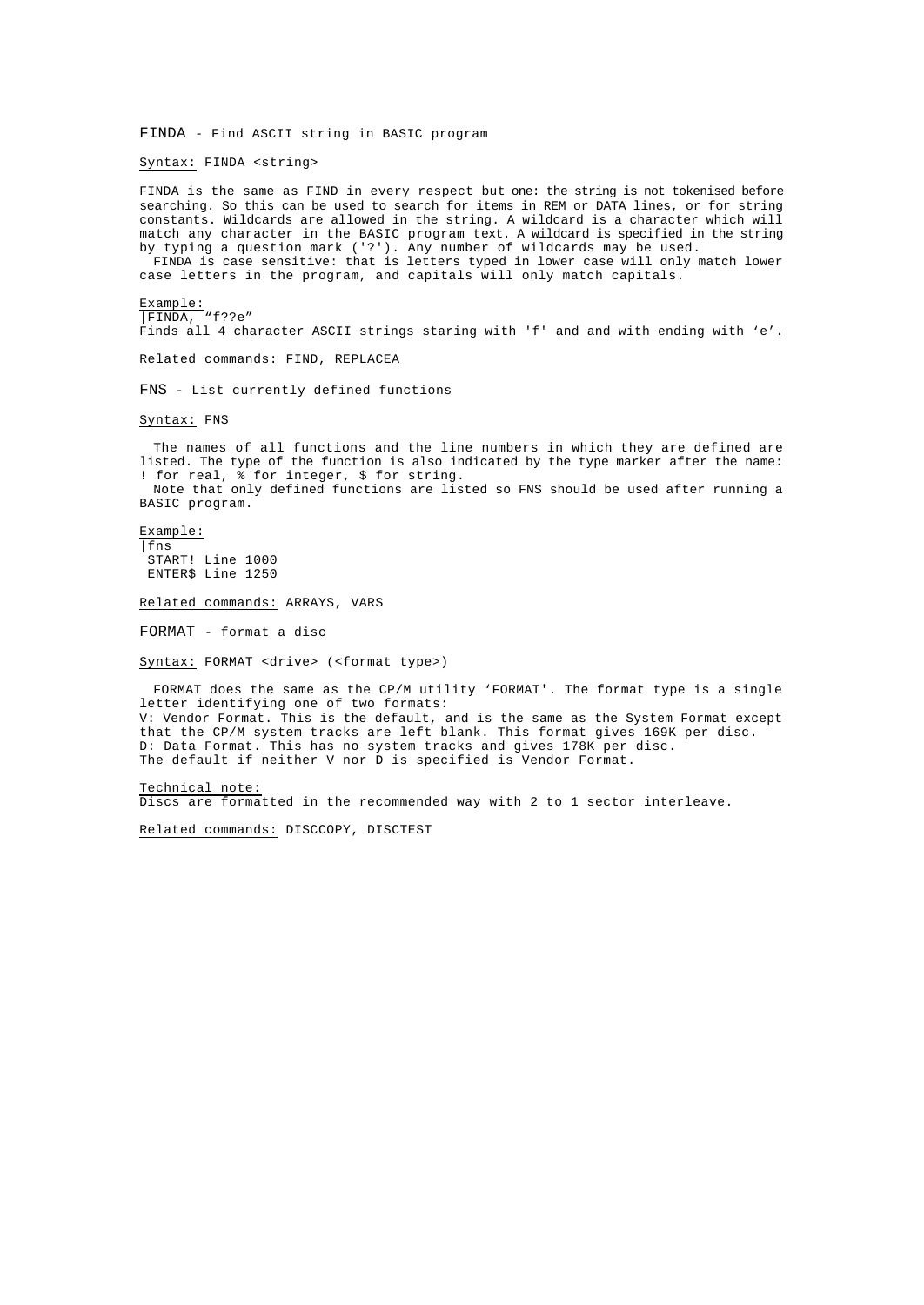## FINDA - Find ASCII string in BASIC program

Syntax: FINDA <string>

FINDA is the same as FIND in every respect but one: the string is not tokenised before searching. So this can be used to search for items in REM or DATA lines, or for string constants. Wildcards are allowed in the string. A wildcard is a character which will match any character in the BASIC program text. A wildcard is specified in the string by typing a question mark ('?'). Any number of wildcards may be used.

FINDA is case sensitive: that is letters typed in lower case will only match lower case letters in the program, and capitals will only match capitals.

Example:

```
|FINDA, "f??e"
```

Finds all 4 character ASCII strings staring with 'f' and and with ending with 'e'.

Related commands: FIND, REPLACEA

## FNS - List currently defined functions

Syntax: FNS

The names of all functions and the line numbers in which they are defined are listed. The type of the function is also indicated by the type marker after the name: ! for real, % for integer, $ for string.

Note that only defined functions are listed so FNS should be used after running a BASIC program.

Example:

```
|fns
 START! Line 1000
 ENTER$ Line 1250
```

Related commands: ARRAYS, VARS

## FORMAT - format a disc

Syntax: FORMAT <drive> (<format type>)

FORMAT does the same as the CP/M utility 'FORMAT'. The format type is a single letter identifying one of two formats:
V: Vendor Format. This is the default, and is the same as the System Format except that the CP/M system tracks are left blank. This format gives 169K per disc.
D: Data Format. This has no system tracks and gives 178K per disc.
The default if neither V nor D is specified is Vendor Format.

Technical note:
Discs are formatted in the recommended way with 2 to 1 sector interleave.

Related commands: DISCCOPY, DISCTEST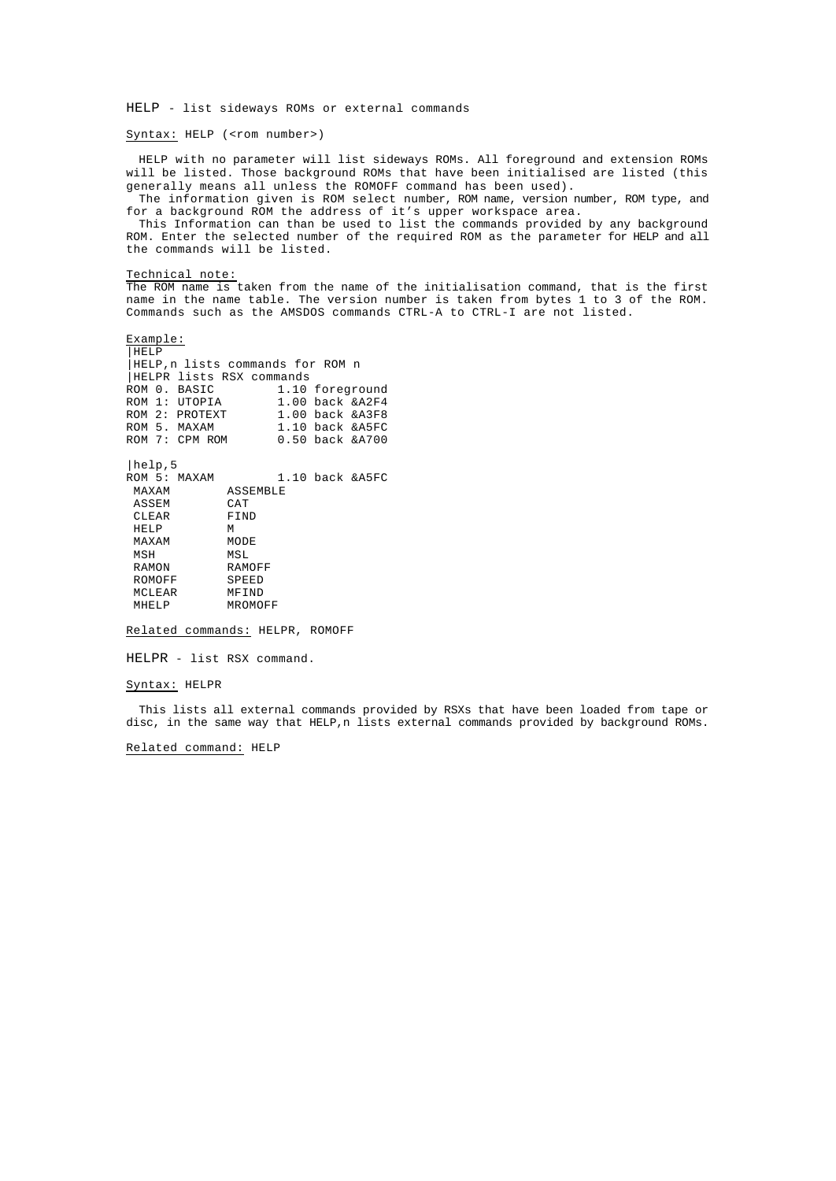## HELP - list sideways ROMs or external commands

<u>Syntax:</u> HELP (<rom number>)

HELP with no parameter will list sideways ROMs. All foreground and extension ROMs will be listed. Those background ROMs that have been initialised are listed (this generally means all unless the ROMOFF command has been used).

The information given is ROM select number, ROM name, version number, ROM type, and for a background ROM the address of it's upper workspace area.

This Information can than be used to list the commands provided by any background ROM. Enter the selected number of the required ROM as the parameter for HELP and all the commands will be listed.

<u>Technical note:</u>
The ROM name is taken from the name of the initialisation command, that is the first name in the name table. The version number is taken from bytes 1 to 3 of the ROM. Commands such as the AMSDOS commands CTRL-A to CTRL-I are not listed.

<u>Example:</u>

```
|HELP
|HELP,n lists commands for ROM n
|HELPR lists RSX commands
ROM 0. BASIC         1.10 foreground
ROM 1: UTOPIA        1.00 back &A2F4
ROM 2: PROTEXT       1.00 back &A3F8
ROM 5. MAXAM         1.10 back &A5FC
ROM 7: CPM ROM       0.50 back &A700

|help,5
ROM 5: MAXAM         1.10 back &A5FC
 MAXAM        ASSEMBLE
 ASSEM        CAT
 CLEAR        FIND
 HELP         M
 MAXAM        MODE
 MSH          MSL
 RAMON        RAMOFF
 ROMOFF       SPEED
 MCLEAR       MFIND
 MHELP        MROMOFF
```

<u>Related commands:</u> HELPR, ROMOFF

## HELPR - list RSX command.

<u>Syntax:</u> HELPR

This lists all external commands provided by RSXs that have been loaded from tape or disc, in the same way that HELP,n lists external commands provided by background ROMs.

<u>Related command:</u> HELP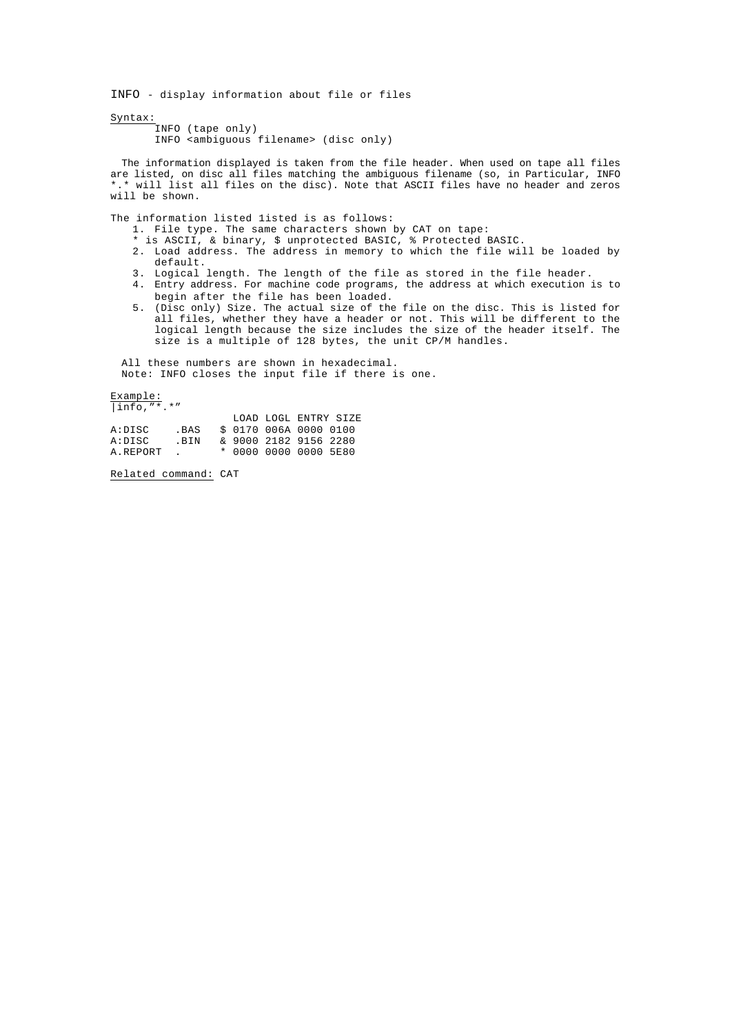INFO - display information about file or files

Syntax:

```
INFO (tape only)
INFO <ambiguous filename> (disc only)
```

The information displayed is taken from the file header. When used on tape all files are listed, on disc all files matching the ambiguous filename (so, in Particular, INFO *.* will list all files on the disc). Note that ASCII files have no header and zeros will be shown.

The information listed 1isted is as follows:

1. File type. The same characters shown by CAT on tape:
   * is ASCII, & binary, $ unprotected BASIC, % Protected BASIC.
2. Load address. The address in memory to which the file will be loaded by default.
3. Logical length. The length of the file as stored in the file header.
4. Entry address. For machine code programs, the address at which execution is to begin after the file has been loaded.
5. (Disc only) Size. The actual size of the file on the disc. This is listed for all files, whether they have a header or not. This will be different to the logical length because the size includes the size of the header itself. The size is a multiple of 128 bytes, the unit CP/M handles.

All these numbers are shown in hexadecimal.
Note: INFO closes the input file if there is one.

Example:

```
|info,"*.*"
                   LOAD LOGL ENTRY SIZE
A:DISC    .BAS   $ 0170 006A 0000 0100
A:DISC    .BIN   & 9000 2182 9156 2280
A.REPORT  .      * 0000 0000 0000 5E80
```

Related command: CAT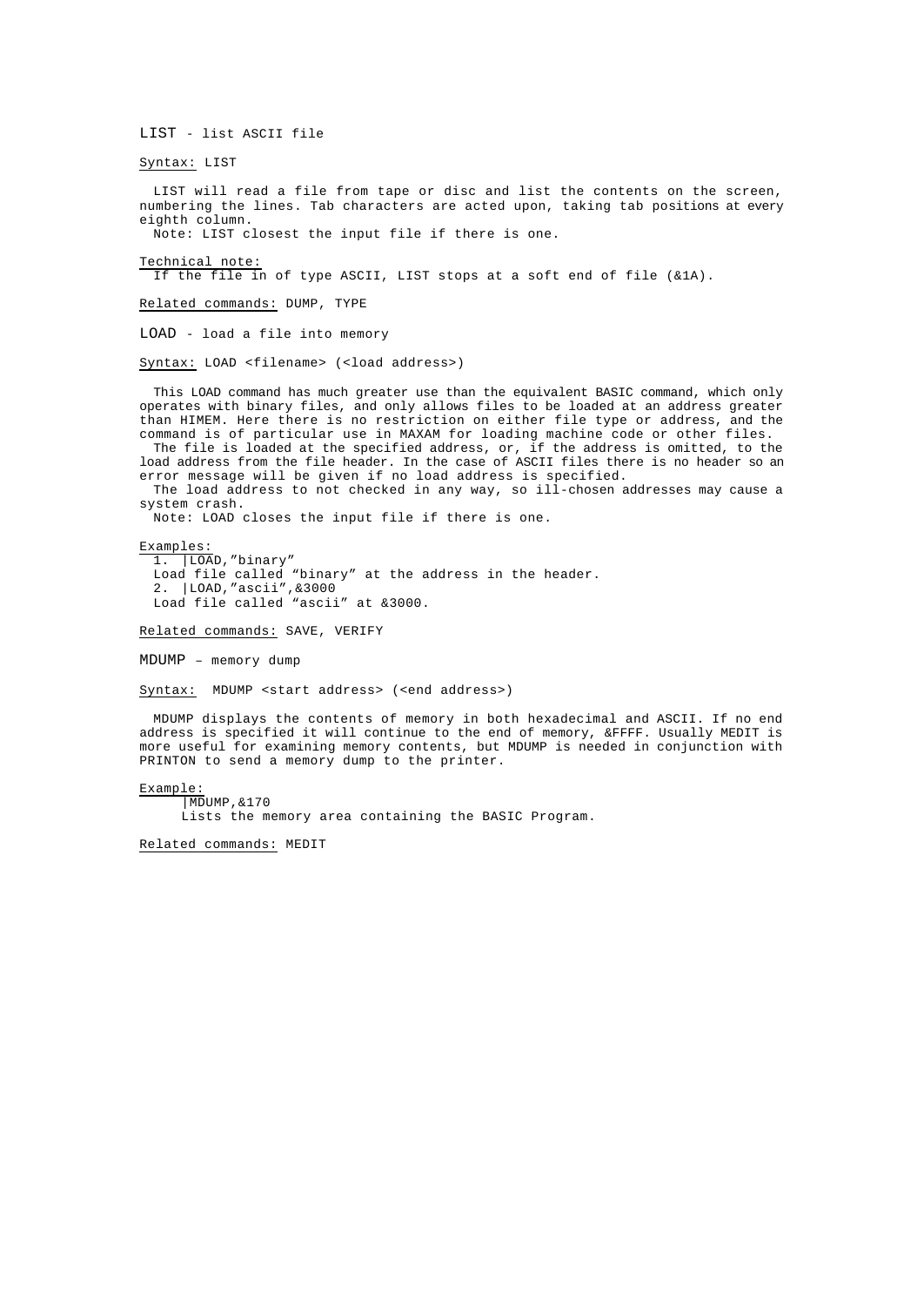LIST - list ASCII file

Syntax: LIST

LIST will read a file from tape or disc and list the contents on the screen, numbering the lines. Tab characters are acted upon, taking tab positions at every eighth column.
Note: LIST closest the input file if there is one.

Technical note:
If the file in of type ASCII, LIST stops at a soft end of file (&1A).

Related commands: DUMP, TYPE

LOAD - load a file into memory

Syntax: LOAD <filename> (<load address>)

This LOAD command has much greater use than the equivalent BASIC command, which only operates with binary files, and only allows files to be loaded at an address greater than HIMEM. Here there is no restriction on either file type or address, and the command is of particular use in MAXAM for loading machine code or other files.
The file is loaded at the specified address, or, if the address is omitted, to the load address from the file header. In the case of ASCII files there is no header so an error message will be given if no load address is specified.
The load address to not checked in any way, so ill-chosen addresses may cause a system crash.
Note: LOAD closes the input file if there is one.

Examples:
1. |LOAD,"binary"
Load file called "binary" at the address in the header.
2. |LOAD,"ascii",&3000
Load file called "ascii" at &3000.

Related commands: SAVE, VERIFY

MDUMP – memory dump

Syntax: MDUMP <start address> (<end address>)

MDUMP displays the contents of memory in both hexadecimal and ASCII. If no end address is specified it will continue to the end of memory, &FFFF. Usually MEDIT is more useful for examining memory contents, but MDUMP is needed in conjunction with PRINTON to send a memory dump to the printer.

Example:
|MDUMP,&170
Lists the memory area containing the BASIC Program.

Related commands: MEDIT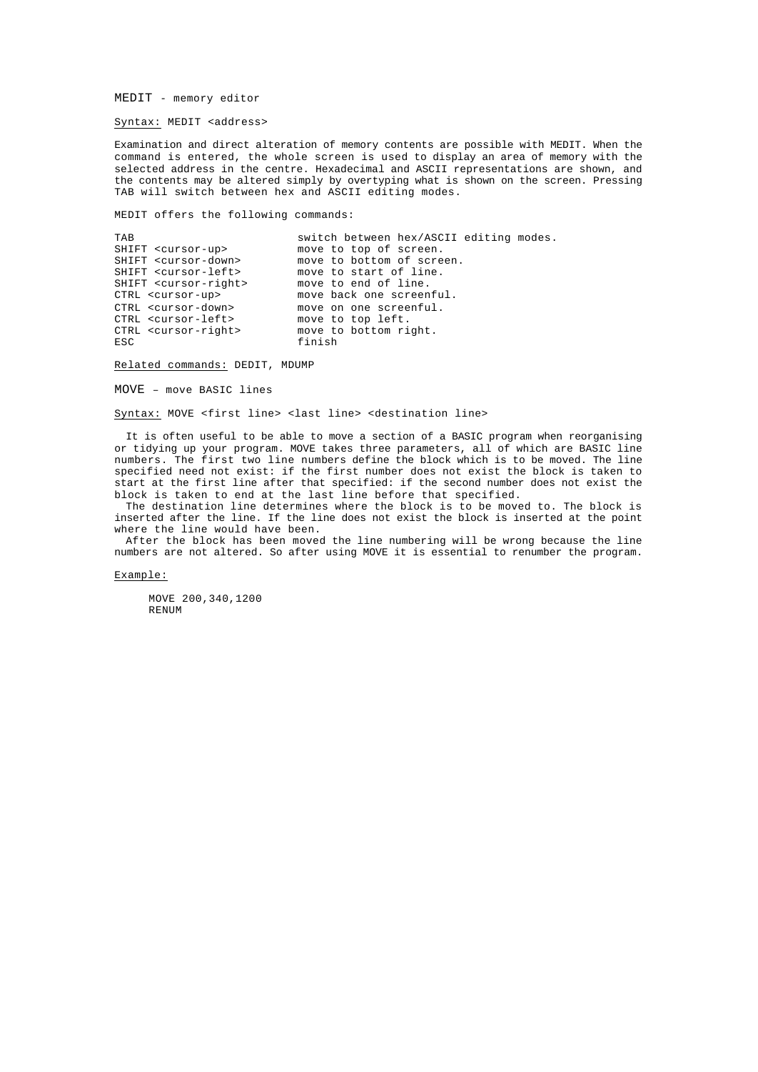## MEDIT - memory editor

Syntax: MEDIT <address>

Examination and direct alteration of memory contents are possible with MEDIT. When the command is entered, the whole screen is used to display an area of memory with the selected address in the centre. Hexadecimal and ASCII representations are shown, and the contents may be altered simply by overtyping what is shown on the screen. Pressing TAB will switch between hex and ASCII editing modes.

MEDIT offers the following commands:

```
TAB                       switch between hex/ASCII editing modes.
SHIFT <cursor-up>         move to top of screen.
SHIFT <cursor-down>       move to bottom of screen.
SHIFT <cursor-left>       move to start of line.
SHIFT <cursor-right>      move to end of line.
CTRL <cursor-up>          move back one screenful.
CTRL <cursor-down>        move on one screenful.
CTRL <cursor-left>        move to top left.
CTRL <cursor-right>       move to bottom right.
ESC                       finish
```

Related commands: DEDIT, MDUMP

## MOVE – move BASIC lines

Syntax: MOVE <first line> <last line> <destination line>

It is often useful to be able to move a section of a BASIC program when reorganising or tidying up your program. MOVE takes three parameters, all of which are BASIC line numbers. The first two line numbers define the block which is to be moved. The line specified need not exist: if the first number does not exist the block is taken to start at the first line after that specified: if the second number does not exist the block is taken to end at the last line before that specified.

The destination line determines where the block is to be moved to. The block is inserted after the line. If the line does not exist the block is inserted at the point where the line would have been.

After the block has been moved the line numbering will be wrong because the line numbers are not altered. So after using MOVE it is essential to renumber the program.

Example:

```
MOVE 200,340,1200
RENUM
```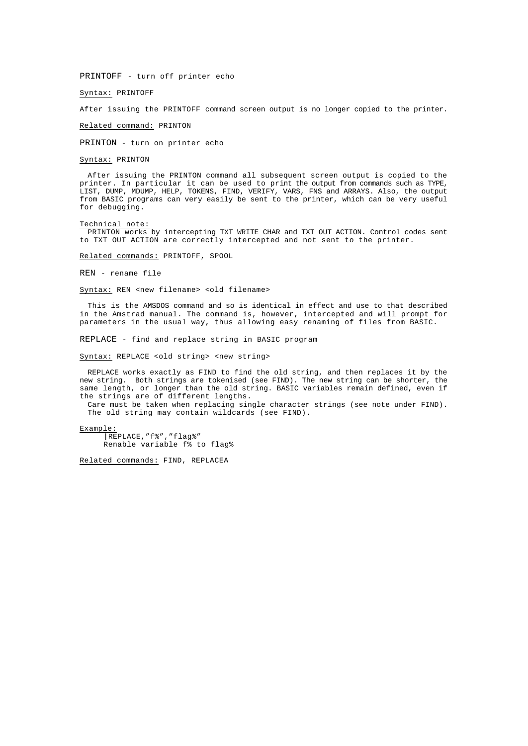## PRINTOFF - turn off printer echo

Syntax: PRINTOFF

After issuing the PRINTOFF command screen output is no longer copied to the printer.

Related command: PRINTON

## PRINTON - turn on printer echo

Syntax: PRINTON

After issuing the PRINTON command all subsequent screen output is copied to the printer. In particular it can be used to print the output from commands such as TYPE, LIST, DUMP, MDUMP, HELP, TOKENS, FIND, VERIFY, VARS, FNS and ARRAYS. Also, the output from BASIC programs can very easily be sent to the printer, which can be very useful for debugging.

Technical note:
PRINTON works by intercepting TXT WRITE CHAR and TXT OUT ACTION. Control codes sent to TXT OUT ACTION are correctly intercepted and not sent to the printer.

Related commands: PRINTOFF, SPOOL

## REN - rename file

Syntax: REN <new filename> <old filename>

This is the AMSDOS command and so is identical in effect and use to that described in the Amstrad manual. The command is, however, intercepted and will prompt for parameters in the usual way, thus allowing easy renaming of files from BASIC.

## REPLACE - find and replace string in BASIC program

Syntax: REPLACE <old string> <new string>

REPLACE works exactly as FIND to find the old string, and then replaces it by the new string. Both strings are tokenised (see FIND). The new string can be shorter, the same length, or longer than the old string. BASIC variables remain defined, even if the strings are of different lengths.
Care must be taken when replacing single character strings (see note under FIND).
The old string may contain wildcards (see FIND).

Example:

```
|REPLACE,"f%","flag%"
```

Renable variable f% to flag%

Related commands: FIND, REPLACEA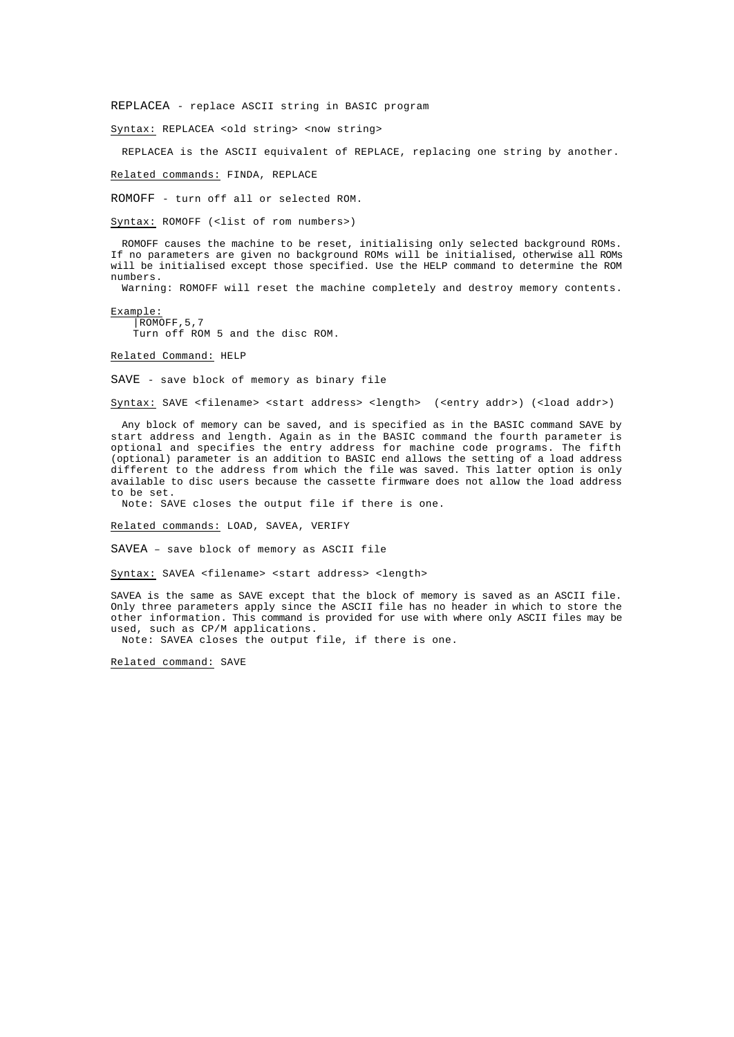REPLACEA - replace ASCII string in BASIC program

Syntax: REPLACEA <old string> <now string>

REPLACEA is the ASCII equivalent of REPLACE, replacing one string by another.

Related commands: FINDA, REPLACE

ROMOFF - turn off all or selected ROM.

Syntax: ROMOFF (<list of rom numbers>)

ROMOFF causes the machine to be reset, initialising only selected background ROMs. If no parameters are given no background ROMs will be initialised, otherwise all ROMs will be initialised except those specified. Use the HELP command to determine the ROM numbers.
Warning: ROMOFF will reset the machine completely and destroy memory contents.

Example:

```
|ROMOFF,5,7
```

Turn off ROM 5 and the disc ROM.

Related Command: HELP

SAVE - save block of memory as binary file

Syntax: SAVE <filename> <start address> <length> (<entry addr>) (<load addr>)

Any block of memory can be saved, and is specified as in the BASIC command SAVE by start address and length. Again as in the BASIC command the fourth parameter is optional and specifies the entry address for machine code programs. The fifth (optional) parameter is an addition to BASIC end allows the setting of a load address different to the address from which the file was saved. This latter option is only available to disc users because the cassette firmware does not allow the load address to be set.
Note: SAVE closes the output file if there is one.

Related commands: LOAD, SAVEA, VERIFY

SAVEA – save block of memory as ASCII file

Syntax: SAVEA <filename> <start address> <length>

SAVEA is the same as SAVE except that the block of memory is saved as an ASCII file. Only three parameters apply since the ASCII file has no header in which to store the other information. This command is provided for use with where only ASCII files may be used, such as CP/M applications.
Note: SAVEA closes the output file, if there is one.

Related command: SAVE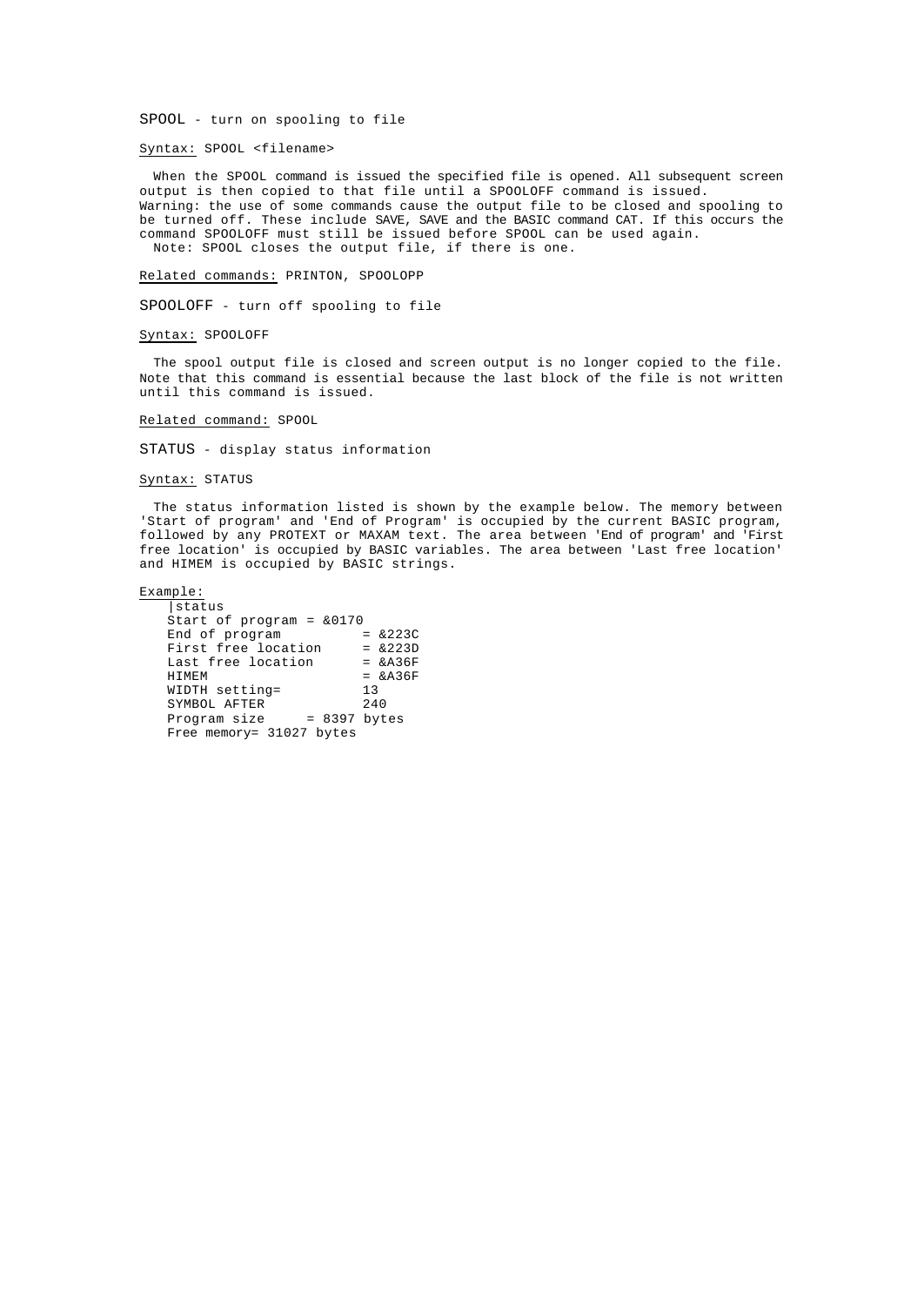SPOOL - turn on spooling to file

<u>Syntax:</u> SPOOL <filename>

When the SPOOL command is issued the specified file is opened. All subsequent screen output is then copied to that file until a SPOOLOFF command is issued.
Warning: the use of some commands cause the output file to be closed and spooling to be turned off. These include SAVE, SAVE and the BASIC command CAT. If this occurs the command SPOOLOFF must still be issued before SPOOL can be used again.
Note: SPOOL closes the output file, if there is one.

<u>Related commands:</u> PRINTON, SPOOLOPP

SPOOLOFF - turn off spooling to file

<u>Syntax:</u> SPOOLOFF

The spool output file is closed and screen output is no longer copied to the file. Note that this command is essential because the last block of the file is not written until this command is issued.

<u>Related command:</u> SPOOL

STATUS - display status information

<u>Syntax:</u> STATUS

The status information listed is shown by the example below. The memory between 'Start of program' and 'End of Program' is occupied by the current BASIC program, followed by any PROTEXT or MAXAM text. The area between 'End of program' and 'First free location' is occupied by BASIC variables. The area between 'Last free location' and HIMEM is occupied by BASIC strings.

<u>Example:</u>

```
|status
Start of program = &0170
End of program          = &223C
First free location     = &223D
Last free location      = &A36F
HIMEM                   = &A36F
WIDTH setting=          13
SYMBOL AFTER            240
Program size     = 8397 bytes
Free memory= 31027 bytes
```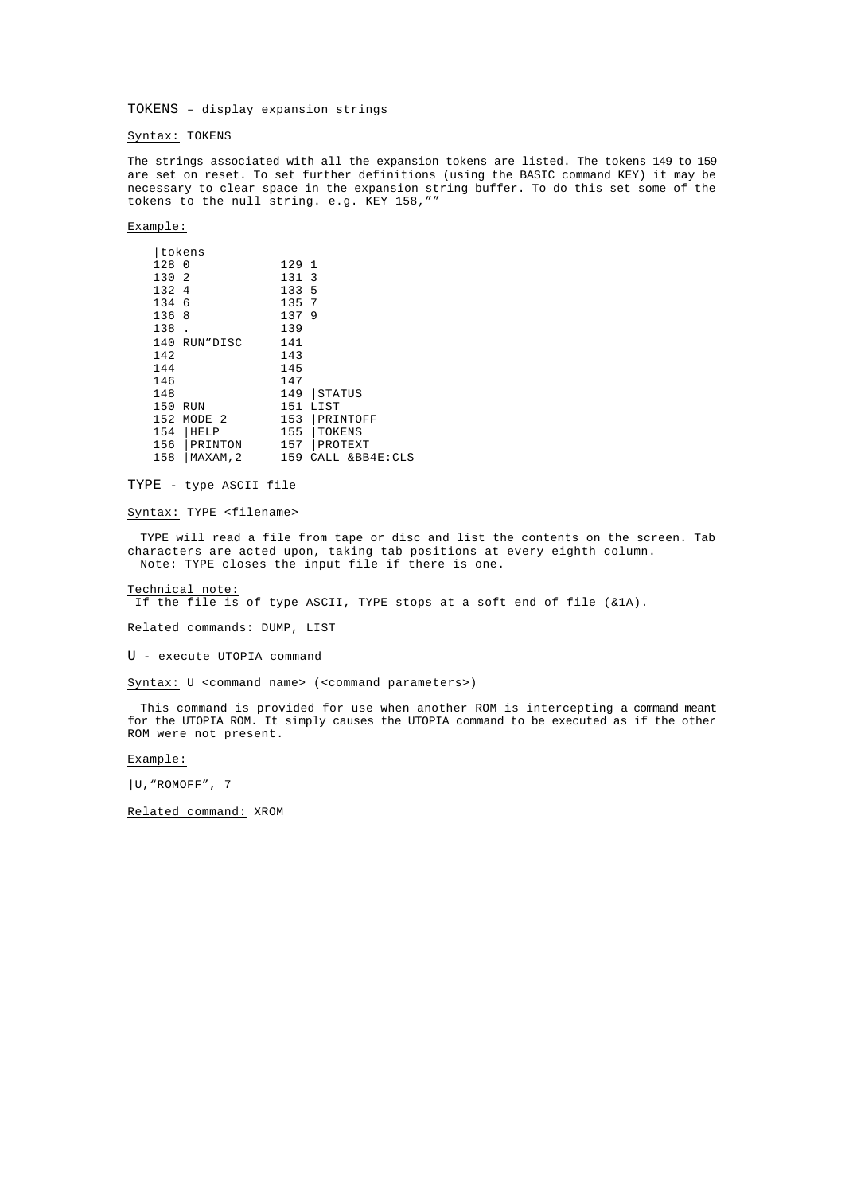TOKENS – display expansion strings

Syntax: TOKENS

The strings associated with all the expansion tokens are listed. The tokens 149 to 159 are set on reset. To set further definitions (using the BASIC command KEY) it may be necessary to clear space in the expansion string buffer. To do this set some of the tokens to the null string. e.g. KEY 158,""

Example:

```
 |tokens
 128 0            129 1
 130 2            131 3
 132 4            133 5
 134 6            135 7
 136 8            137 9
 138 .            139
 140 RUN"DISC     141
 142              143
 144              145
 146              147
 148              149 |STATUS
 150 RUN          151 LIST
 152 MODE 2       153 |PRINTOFF
 154 |HELP        155 |TOKENS
 156 |PRINTON     157 |PROTEXT
 158 |MAXAM,2     159 CALL &BB4E:CLS
```

TYPE - type ASCII file

Syntax: TYPE <filename>

TYPE will read a file from tape or disc and list the contents on the screen. Tab characters are acted upon, taking tab positions at every eighth column.
Note: TYPE closes the input file if there is one.

Technical note:
If the file is of type ASCII, TYPE stops at a soft end of file (&1A).

Related commands: DUMP, LIST

U - execute UTOPIA command

Syntax: U <command name> (<command parameters>)

This command is provided for use when another ROM is intercepting a command meant for the UTOPIA ROM. It simply causes the UTOPIA command to be executed as if the other ROM were not present.

Example:

|U,"ROMOFF", 7

Related command: XROM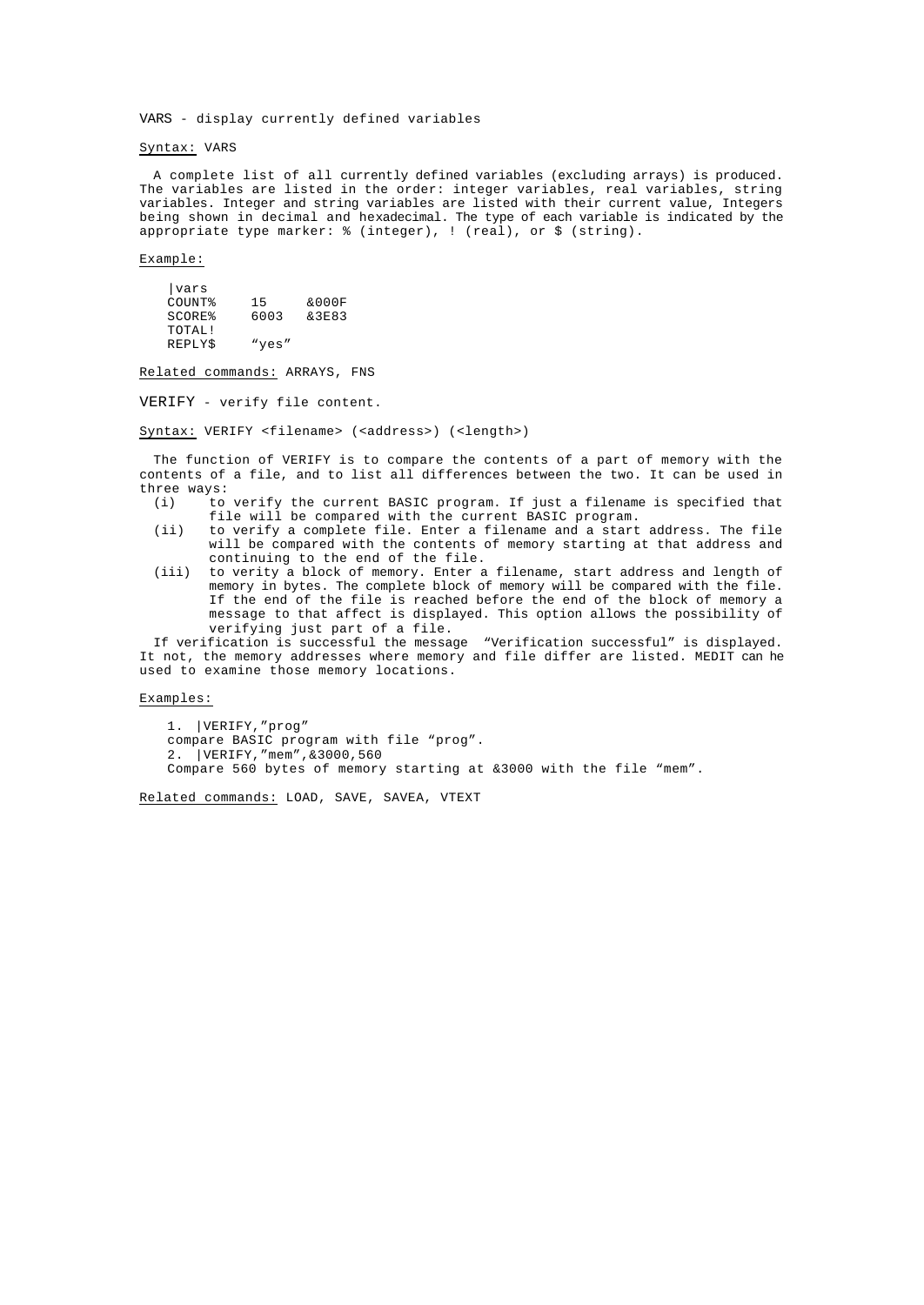VARS - display currently defined variables

Syntax: VARS

A complete list of all currently defined variables (excluding arrays) is produced. The variables are listed in the order: integer variables, real variables, string variables. Integer and string variables are listed with their current value, Integers being shown in decimal and hexadecimal. The type of each variable is indicated by the appropriate type marker: % (integer), ! (real), or $ (string).

Example:

```
|vars
COUNT%    15     &000F
SCORE%    6003   &3E83
TOTAL!
REPLY$    "yes"
```

Related commands: ARRAYS, FNS

VERIFY - verify file content.

Syntax: VERIFY <filename> (<address>) (<length>)

The function of VERIFY is to compare the contents of a part of memory with the contents of a file, and to list all differences between the two. It can be used in three ways:

- (i) to verify the current BASIC program. If just a filename is specified that file will be compared with the current BASIC program.
- (ii) to verify a complete file. Enter a filename and a start address. The file will be compared with the contents of memory starting at that address and continuing to the end of the file.
- (iii) to verity a block of memory. Enter a filename, start address and length of memory in bytes. The complete block of memory will be compared with the file. If the end of the file is reached before the end of the block of memory a message to that affect is displayed. This option allows the possibility of verifying just part of a file.

If verification is successful the message "Verification successful" is displayed. It not, the memory addresses where memory and file differ are listed. MEDIT can he used to examine those memory locations.

Examples:

1. |VERIFY,"prog"
   compare BASIC program with file "prog".
2. |VERIFY,"mem",&3000,560
   Compare 560 bytes of memory starting at &3000 with the file "mem".

Related commands: LOAD, SAVE, SAVEA, VTEXT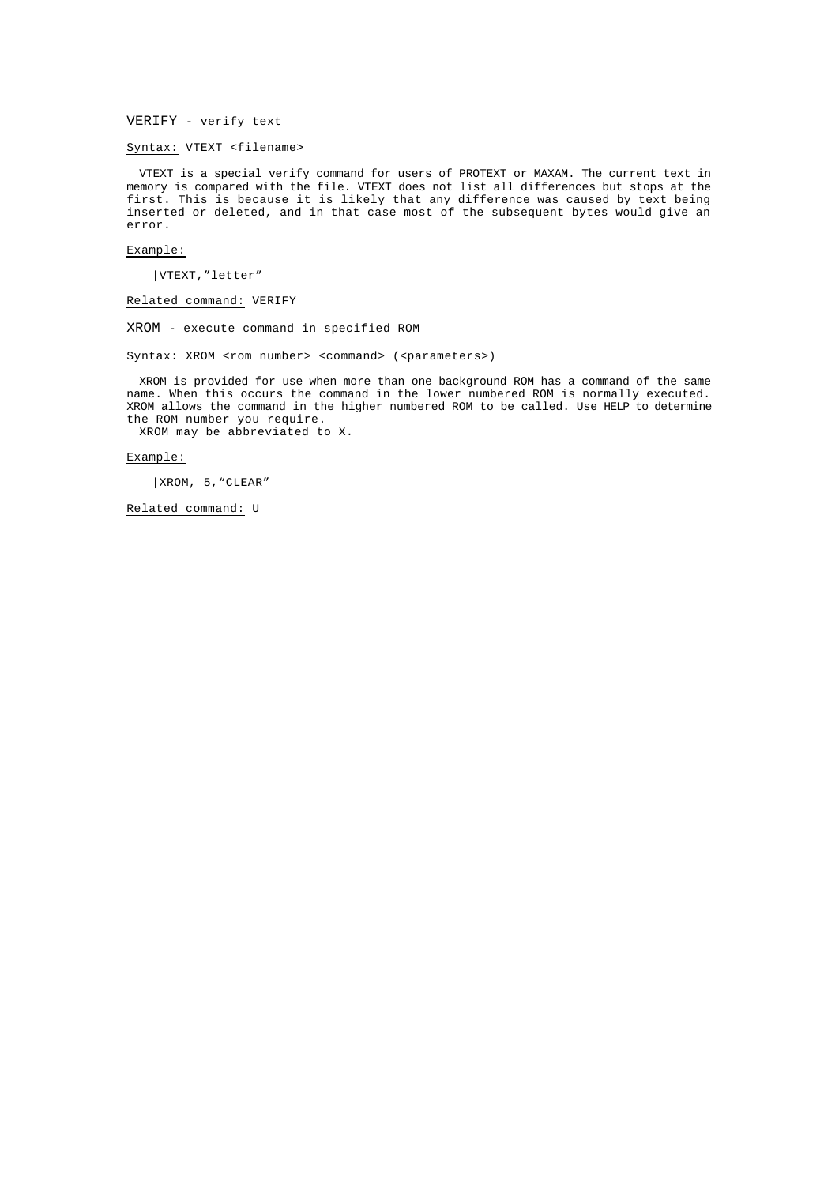## VERIFY - verify text

Syntax: VTEXT <filename>

VTEXT is a special verify command for users of PROTEXT or MAXAM. The current text in memory is compared with the file. VTEXT does not list all differences but stops at the first. This is because it is likely that any difference was caused by text being inserted or deleted, and in that case most of the subsequent bytes would give an error.

Example:

```
|VTEXT,"letter"
```

Related command: VERIFY

## XROM - execute command in specified ROM

Syntax: XROM <rom number> <command> (<parameters>)

XROM is provided for use when more than one background ROM has a command of the same name. When this occurs the command in the lower numbered ROM is normally executed. XROM allows the command in the higher numbered ROM to be called. Use HELP to determine the ROM number you require.
XROM may be abbreviated to X.

Example:

```
|XROM, 5,"CLEAR"
```

Related command: U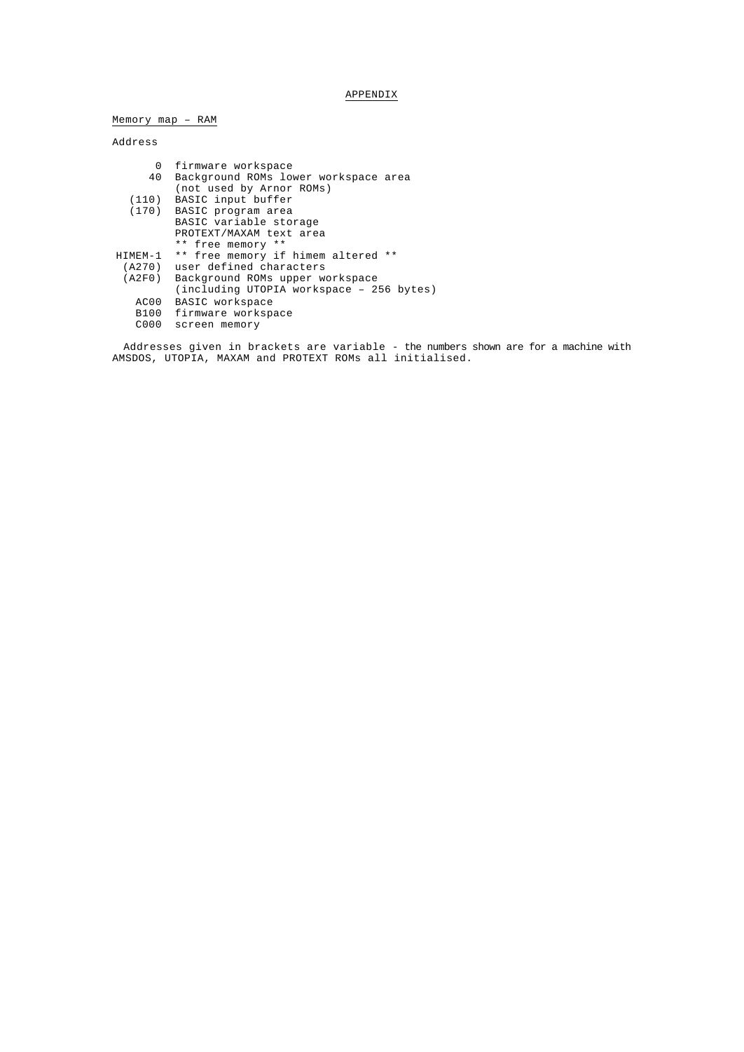# APPENDIX

## Memory map – RAM

```
Address

      0  firmware workspace
     40  Background ROMs lower workspace area
         (not used by Arnor ROMs)
  (110)  BASIC input buffer
  (170)  BASIC program area
         BASIC variable storage
         PROTEXT/MAXAM text area
         ** free memory **
HIMEM-1  ** free memory if himem altered **
 (A270)  user defined characters
 (A2F0)  Background ROMs upper workspace
         (including UTOPIA workspace – 256 bytes)
   AC00  BASIC workspace
   B100  firmware workspace
   C000  screen memory
```

Addresses given in brackets are variable - the numbers shown are for a machine with AMSDOS, UTOPIA, MAXAM and PROTEXT ROMs all initialised.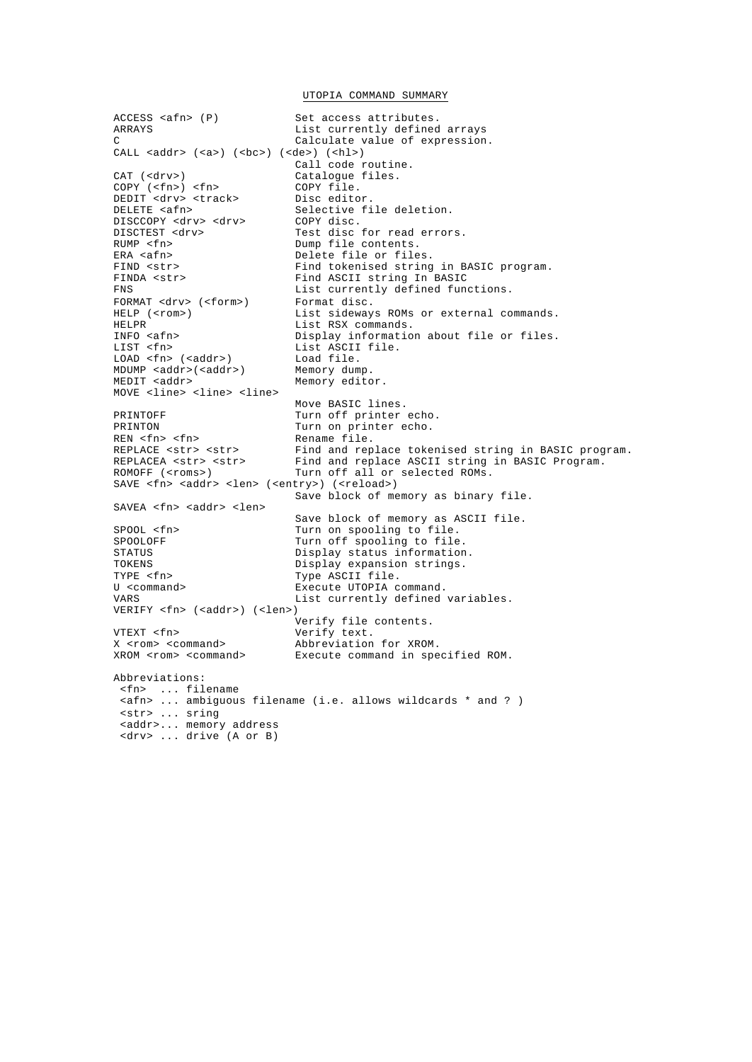# UTOPIA COMMAND SUMMARY

```
ACCESS <afn> (P)            Set access attributes.
ARRAYS                      List currently defined arrays
C                           Calculate value of expression.
CALL <addr> (<a>) (<bc>) (<de>) (<hl>)
                            Call code routine.
CAT (<drv>)                 Catalogue files.
COPY (<fn>) <fn>            COPY file.
DEDIT <drv> <track>         Disc editor.
DELETE <afn>                Selective file deletion.
DISCCOPY <drv> <drv>        COPY disc.
DISCTEST <drv>              Test disc for read errors.
RUMP <fn>                   Dump file contents.
ERA <afn>                   Delete file or files.
FIND <str>                  Find tokenised string in BASIC program.
FINDA <str>                 Find ASCII string In BASIC
FNS                         List currently defined functions.
FORMAT <drv> (<form>)       Format disc.
HELP (<rom>)                List sideways ROMs or external commands.
HELPR                       List RSX commands.
INFO <afn>                  Display information about file or files.
LIST <fn>                   List ASCII file.
LOAD <fn> (<addr>)          Load file.
MDUMP <addr>(<addr>)        Memory dump.
MEDIT <addr>                Memory editor.
MOVE <line> <line> <line>
                            Move BASIC lines.
PRINTOFF                    Turn off printer echo.
PRINTON                     Turn on printer echo.
REN <fn> <fn>               Rename file.
REPLACE <str> <str>         Find and replace tokenised string in BASIC program.
REPLACEA <str> <str>        Find and replace ASCII string in BASIC Program.
ROMOFF (<roms>)             Turn off all or selected ROMs.
SAVE <fn> <addr> <len> (<entry>) (<reload>)
                            Save block of memory as binary file.
SAVEA <fn> <addr> <len>
                            Save block of memory as ASCII file.
SPOOL <fn>                  Turn on spooling to file.
SPOOLOFF                    Turn off spooling to file.
STATUS                      Display status information.
TOKENS                      Display expansion strings.
TYPE <fn>                   Type ASCII file.
U <command>                 Execute UTOPIA command.
VARS                        List currently defined variables.
VERIFY <fn> (<addr>) (<len>)
                            Verify file contents.
VTEXT <fn>                  Verify text.
X <rom> <command>           Abbreviation for XROM.
XROM <rom> <command>        Execute command in specified ROM.
```

Abbreviations:

```
 <fn>  ... filename
 <afn> ... ambiguous filename (i.e. allows wildcards * and ? )
 <str> ... sring
 <addr>... memory address
 <drv> ... drive (A or B)
```